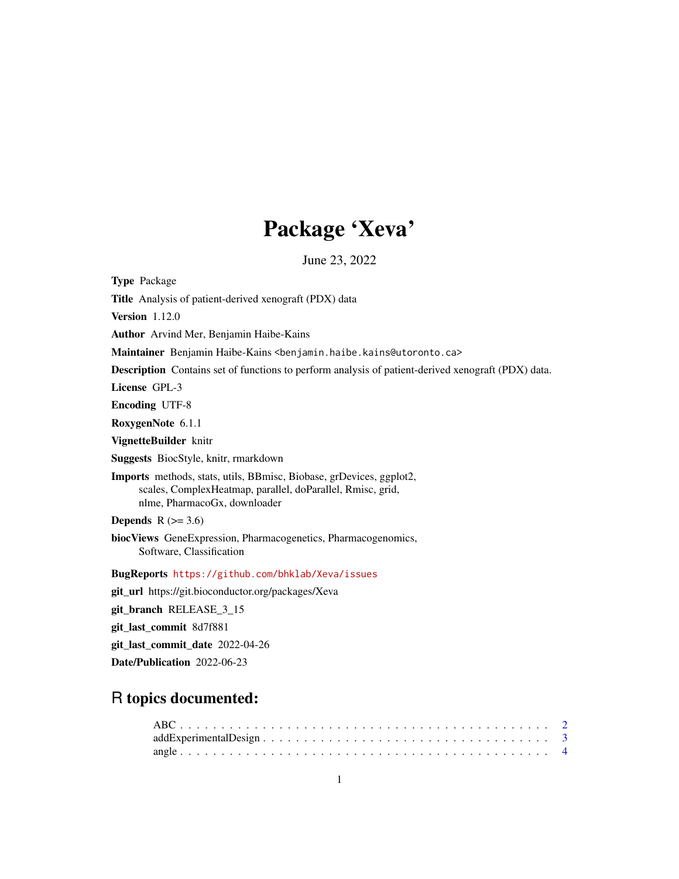# Package 'Xeva'

June 23, 2022

**Type** Package

**Title** Analysis of patient-derived xenograft (PDX) data

**Version** 1.12.0

**Author** Arvind Mer, Benjamin Haibe-Kains

**Maintainer** Benjamin Haibe-Kains <benjamin.haibe.kains@utoronto.ca>

**Description** Contains set of functions to perform analysis of patient-derived xenograft (PDX) data.

**License** GPL-3

**Encoding** UTF-8

**RoxygenNote** 6.1.1

**VignetteBuilder** knitr

**Suggests** BiocStyle, knitr, rmarkdown

**Imports** methods, stats, utils, BBmisc, Biobase, grDevices, ggplot2, scales, ComplexHeatmap, parallel, doParallel, Rmisc, grid, nlme, PharmacoGx, downloader

**Depends** R (>= 3.6)

**biocViews** GeneExpression, Pharmacogenetics, Pharmacogenomics, Software, Classification

**BugReports** https://github.com/bhklab/Xeva/issues

**git_url** https://git.bioconductor.org/packages/Xeva

**git_branch** RELEASE_3_15

**git_last_commit** 8d7f881

**git_last_commit_date** 2022-04-26

**Date/Publication** 2022-06-23

## R topics documented:

ABC . . . . . . . . . . . . . . . . . . . . . . . . . . . . . . . . . . . . . . . . . . . . 2
addExperimentalDesign . . . . . . . . . . . . . . . . . . . . . . . . . . . . . . . . . . 3
angle . . . . . . . . . . . . . . . . . . . . . . . . . . . . . . . . . . . . . . . . . . . . 4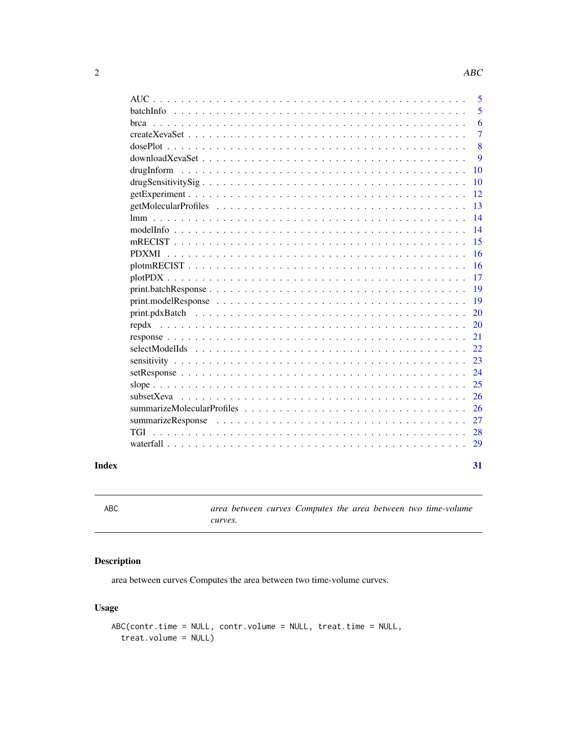| | |
|---|---|
| AUC | 5 |
| batchInfo | 5 |
| brca | 6 |
| createXevaSet | 7 |
| dosePlot | 8 |
| downloadXevaSet | 9 |
| drugInform | 10 |
| drugSensitivitySig | 10 |
| getExperiment | 12 |
| getMolecularProfiles | 13 |
| lmm | 14 |
| modelInfo | 14 |
| mRECIST | 15 |
| PDXMI | 16 |
| plotmRECIST | 16 |
| plotPDX | 17 |
| print.batchResponse | 19 |
| print.modelResponse | 19 |
| print.pdxBatch | 20 |
| repdx | 20 |
| response | 21 |
| selectModelIds | 22 |
| sensitivity | 23 |
| setResponse | 24 |
| slope | 25 |
| subsetXeva | 26 |
| summarizeMolecularProfiles | 26 |
| summarizeResponse | 27 |
| TGI | 28 |
| waterfall | 29 |

**Index** **31**

---

ABC *area between curves Computes the area between two time-volume curves.*

---

## Description

area between curves Computes the area between two time-volume curves.

## Usage

```
ABC(contr.time = NULL, contr.volume = NULL, treat.time = NULL,
  treat.volume = NULL)
```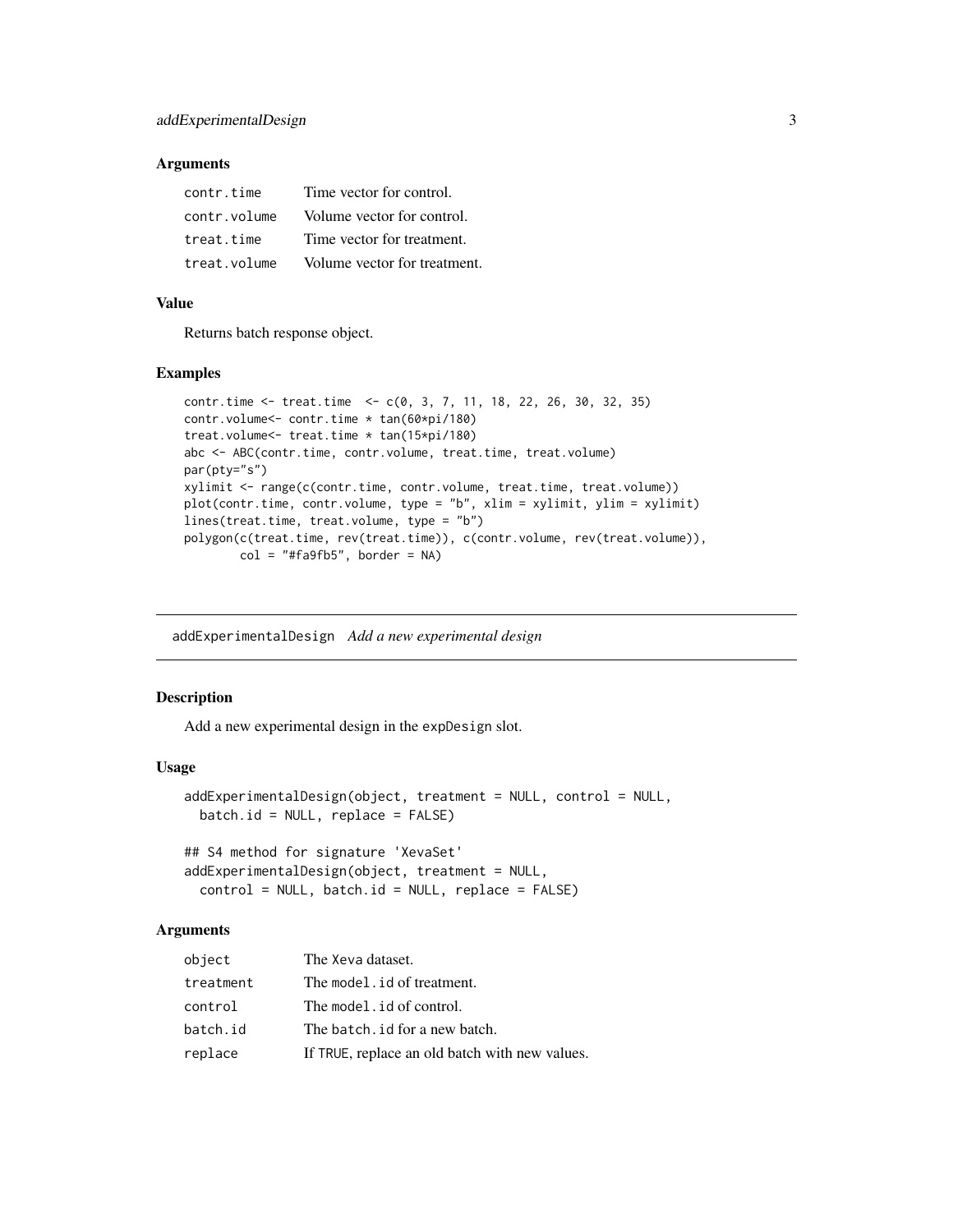### Arguments

| | |
|---|---|
| contr.time | Time vector for control. |
| contr.volume | Volume vector for control. |
| treat.time | Time vector for treatment. |
| treat.volume | Volume vector for treatment. |

### Value

Returns batch response object.

### Examples

```
contr.time <- treat.time  <- c(0, 3, 7, 11, 18, 22, 26, 30, 32, 35)
contr.volume<- contr.time * tan(60*pi/180)
treat.volume<- treat.time * tan(15*pi/180)
abc <- ABC(contr.time, contr.volume, treat.time, treat.volume)
par(pty="s")
xylimit <- range(c(contr.time, contr.volume, treat.time, treat.volume))
plot(contr.time, contr.volume, type = "b", xlim = xylimit, ylim = xylimit)
lines(treat.time, treat.volume, type = "b")
polygon(c(treat.time, rev(treat.time)), c(contr.volume, rev(treat.volume)),
        col = "#fa9fb5", border = NA)
```

---

## addExperimentalDesign *Add a new experimental design*

---

### Description

Add a new experimental design in the expDesign slot.

### Usage

```
addExperimentalDesign(object, treatment = NULL, control = NULL,
  batch.id = NULL, replace = FALSE)

## S4 method for signature 'XevaSet'
addExperimentalDesign(object, treatment = NULL,
  control = NULL, batch.id = NULL, replace = FALSE)
```

### Arguments

| | |
|---|---|
| object | The Xeva dataset. |
| treatment | The model.id of treatment. |
| control | The model.id of control. |
| batch.id | The batch.id for a new batch. |
| replace | If TRUE, replace an old batch with new values. |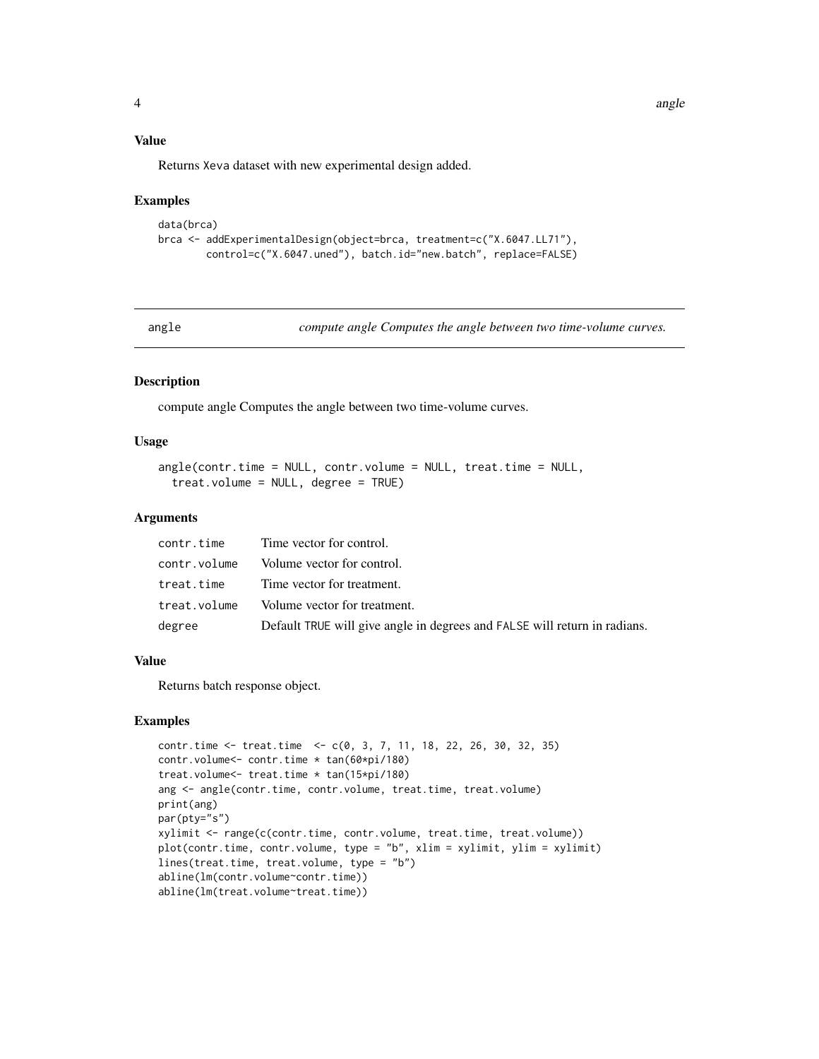### Value

Returns Xeva dataset with new experimental design added.

### Examples

```
data(brca)
brca <- addExperimentalDesign(object=brca, treatment=c("X.6047.LL71"),
        control=c("X.6047.uned"), batch.id="new.batch", replace=FALSE)
```

## angle — *compute angle Computes the angle between two time-volume curves.*

### Description

compute angle Computes the angle between two time-volume curves.

### Usage

```
angle(contr.time = NULL, contr.volume = NULL, treat.time = NULL,
  treat.volume = NULL, degree = TRUE)
```

### Arguments

| | |
|---|---|
| contr.time | Time vector for control. |
| contr.volume | Volume vector for control. |
| treat.time | Time vector for treatment. |
| treat.volume | Volume vector for treatment. |
| degree | Default TRUE will give angle in degrees and FALSE will return in radians. |

### Value

Returns batch response object.

### Examples

```
contr.time <- treat.time  <- c(0, 3, 7, 11, 18, 22, 26, 30, 32, 35)
contr.volume<- contr.time * tan(60*pi/180)
treat.volume<- treat.time * tan(15*pi/180)
ang <- angle(contr.time, contr.volume, treat.time, treat.volume)
print(ang)
par(pty="s")
xylimit <- range(c(contr.time, contr.volume, treat.time, treat.volume))
plot(contr.time, contr.volume, type = "b", xlim = xylimit, ylim = xylimit)
lines(treat.time, treat.volume, type = "b")
abline(lm(contr.volume~contr.time))
abline(lm(treat.volume~treat.time))
```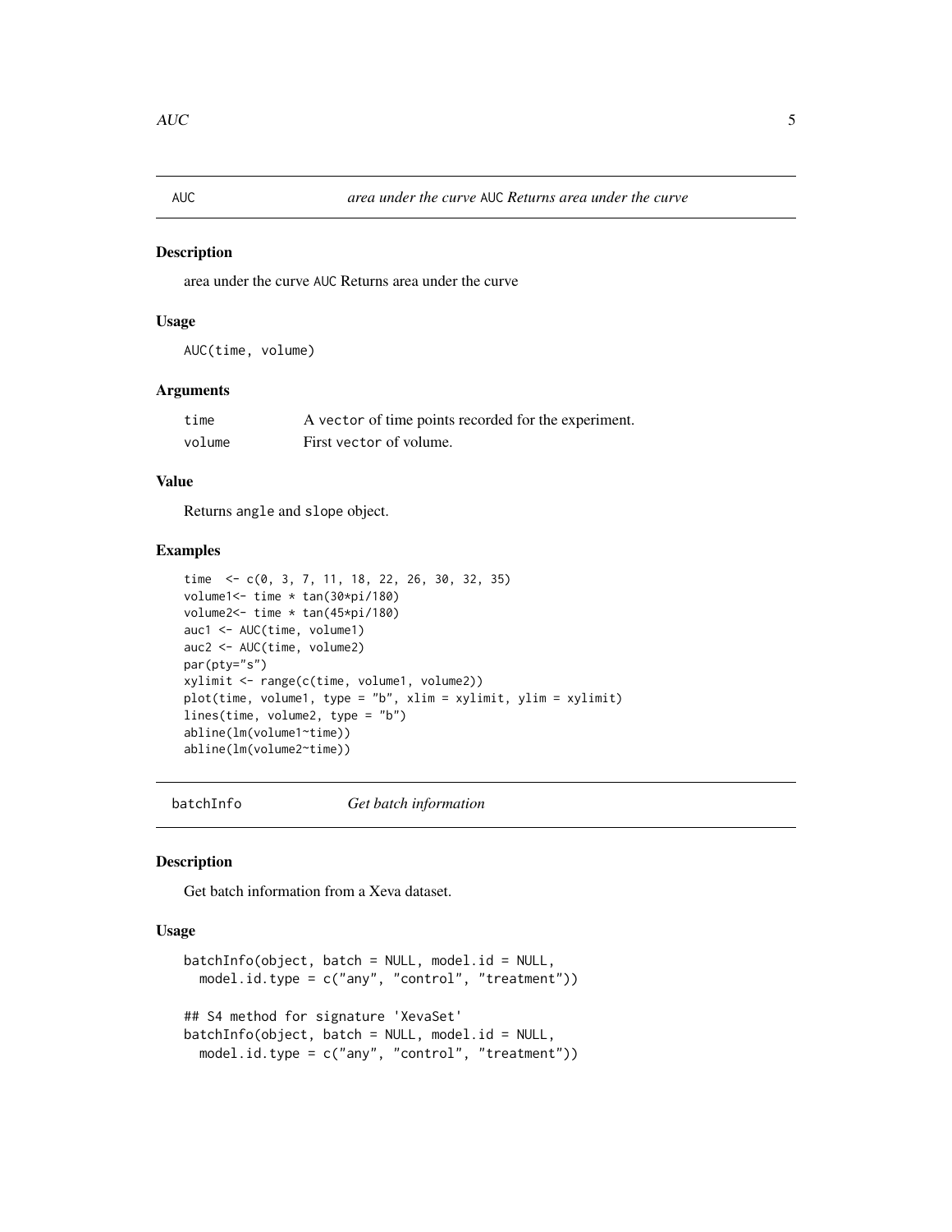## AUC — *area under the curve* AUC *Returns area under the curve*

### Description

area under the curve AUC Returns area under the curve

### Usage

```
AUC(time, volume)
```

### Arguments

| | |
|---|---|
| time | A vector of time points recorded for the experiment. |
| volume | First vector of volume. |

### Value

Returns angle and slope object.

### Examples

```
time  <- c(0, 3, 7, 11, 18, 22, 26, 30, 32, 35)
volume1<- time * tan(30*pi/180)
volume2<- time * tan(45*pi/180)
auc1 <- AUC(time, volume1)
auc2 <- AUC(time, volume2)
par(pty="s")
xylimit <- range(c(time, volume1, volume2))
plot(time, volume1, type = "b", xlim = xylimit, ylim = xylimit)
lines(time, volume2, type = "b")
abline(lm(volume1~time))
abline(lm(volume2~time))
```

## batchInfo — *Get batch information*

### Description

Get batch information from a Xeva dataset.

### Usage

```
batchInfo(object, batch = NULL, model.id = NULL,
  model.id.type = c("any", "control", "treatment"))

## S4 method for signature 'XevaSet'
batchInfo(object, batch = NULL, model.id = NULL,
  model.id.type = c("any", "control", "treatment"))
```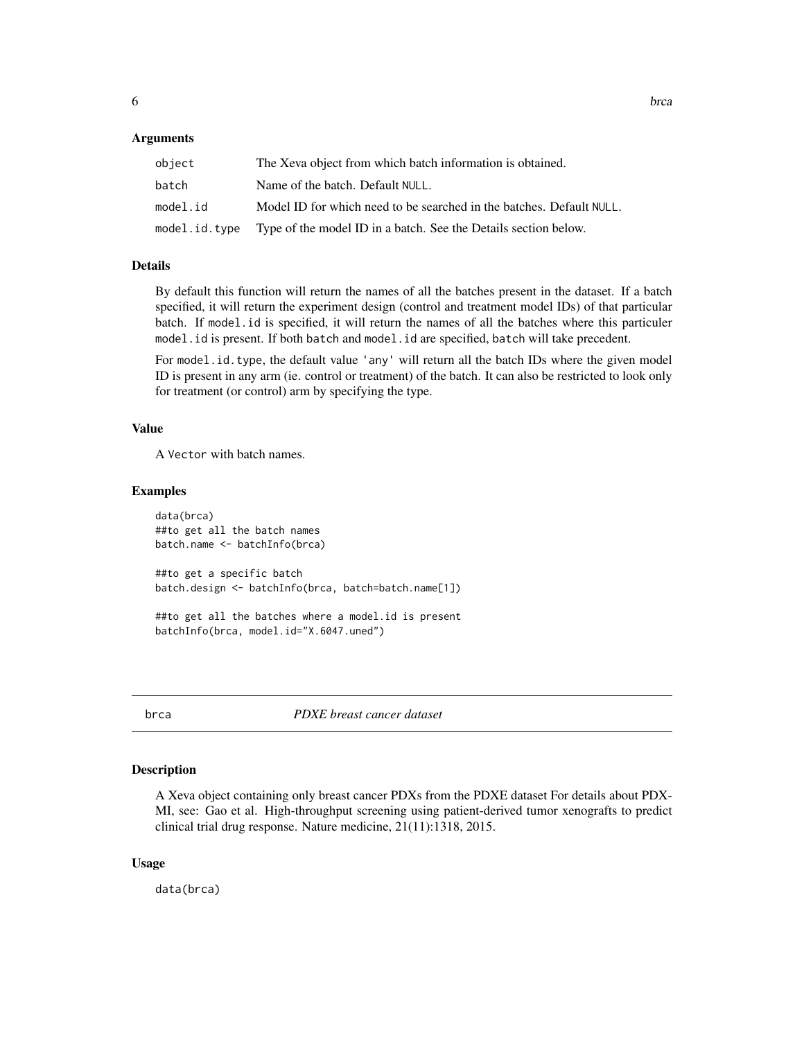### Arguments

| | |
|---|---|
| `object` | The Xeva object from which batch information is obtained. |
| `batch` | Name of the batch. Default `NULL`. |
| `model.id` | Model ID for which need to be searched in the batches. Default `NULL`. |
| `model.id.type` | Type of the model ID in a batch. See the Details section below. |

### Details

By default this function will return the names of all the batches present in the dataset. If a batch specified, it will return the experiment design (control and treatment model IDs) of that particular batch. If `model.id` is specified, it will return the names of all the batches where this particuler `model.id` is present. If both `batch` and `model.id` are specified, `batch` will take precedent.

For `model.id.type`, the default value `'any'` will return all the batch IDs where the given model ID is present in any arm (ie. control or treatment) of the batch. It can also be restricted to look only for treatment (or control) arm by specifying the type.

### Value

A `Vector` with batch names.

### Examples

```
data(brca)
##to get all the batch names
batch.name <- batchInfo(brca)

##to get a specific batch
batch.design <- batchInfo(brca, batch=batch.name[1])

##to get all the batches where a model.id is present
batchInfo(brca, model.id="X.6047.uned")
```

## brca — *PDXE breast cancer dataset*

### Description

A Xeva object containing only breast cancer PDXs from the PDXE dataset For details about PDX-MI, see: Gao et al. High-throughput screening using patient-derived tumor xenografts to predict clinical trial drug response. Nature medicine, 21(11):1318, 2015.

### Usage

```
data(brca)
```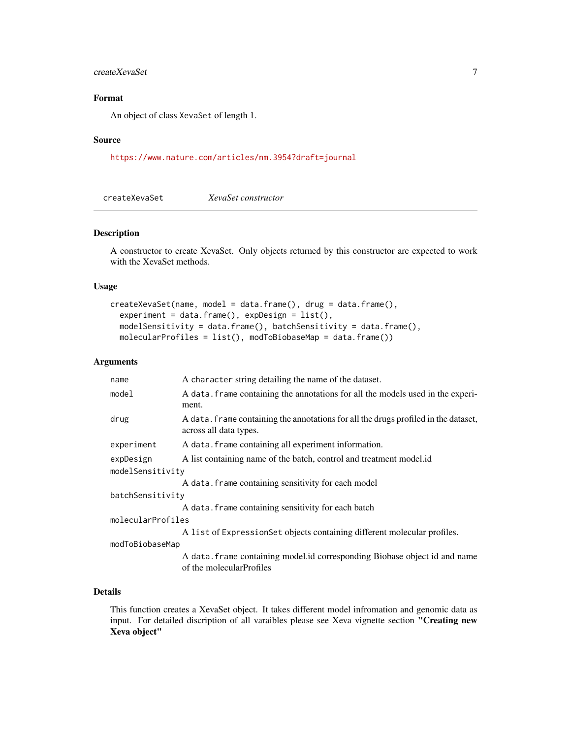### Format

An object of class XevaSet of length 1.

### Source

https://www.nature.com/articles/nm.3954?draft=journal

---

## createXevaSet — *XevaSet constructor*

### Description

A constructor to create XevaSet. Only objects returned by this constructor are expected to work with the XevaSet methods.

### Usage

```
createXevaSet(name, model = data.frame(), drug = data.frame(),
  experiment = data.frame(), expDesign = list(),
  modelSensitivity = data.frame(), batchSensitivity = data.frame(),
  molecularProfiles = list(), modToBiobaseMap = data.frame())
```

### Arguments

| Argument | Description |
|---|---|
| `name` | A `character` string detailing the name of the dataset. |
| `model` | A `data.frame` containing the annotations for all the models used in the experiment. |
| `drug` | A `data.frame` containing the annotations for all the drugs profiled in the dataset, across all data types. |
| `experiment` | A `data.frame` containing all experiment information. |
| `expDesign` | A list containing name of the batch, control and treatment model.id |
| `modelSensitivity` | A `data.frame` containing sensitivity for each model |
| `batchSensitivity` | A `data.frame` containing sensitivity for each batch |
| `molecularProfiles` | A `list` of `ExpressionSet` objects containing different molecular profiles. |
| `modToBiobaseMap` | A `data.frame` containing model.id corresponding Biobase object id and name of the molecularProfiles |

### Details

This function creates a XevaSet object. It takes different model infromation and genomic data as input. For detailed discription of all varaibles please see Xeva vignette section **"Creating new Xeva object"**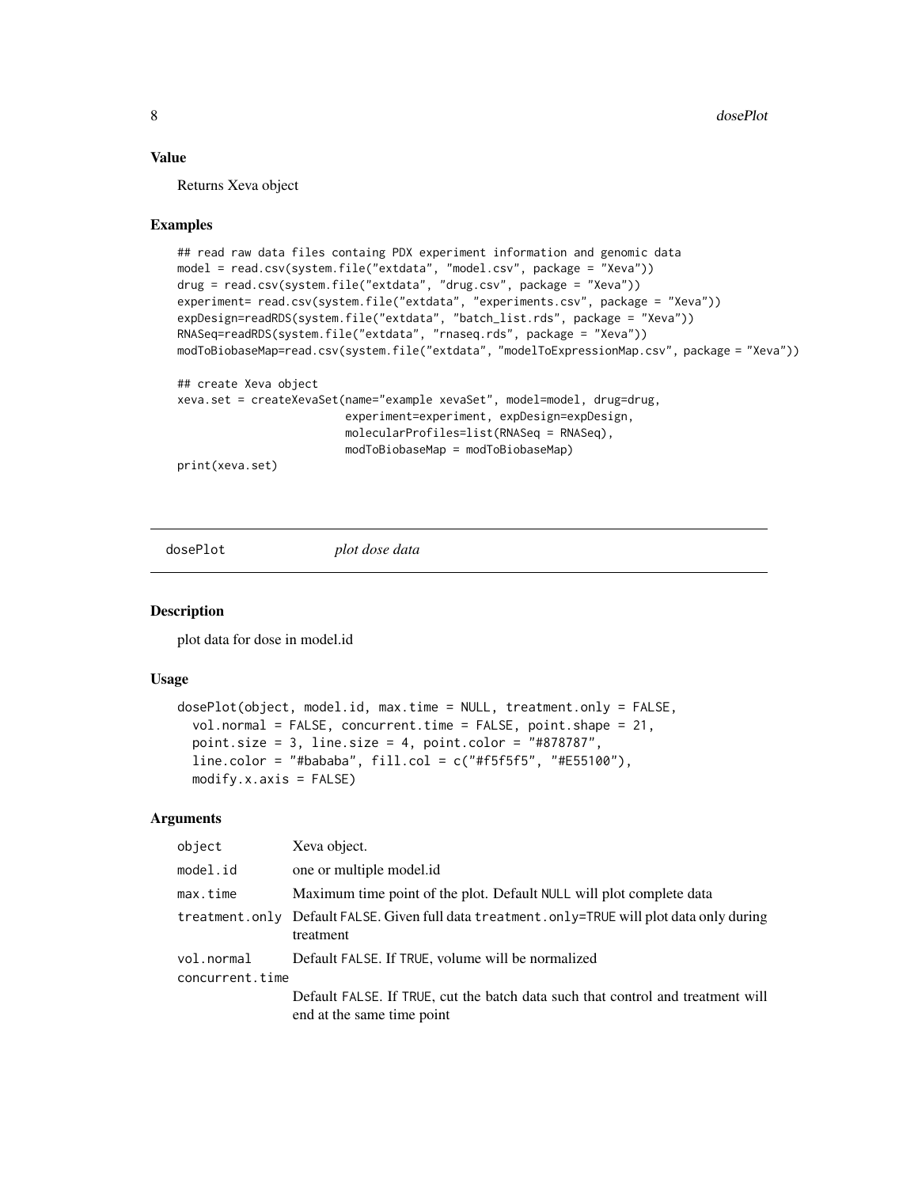### Value

Returns Xeva object

### Examples

```
## read raw data files containg PDX experiment information and genomic data
model = read.csv(system.file("extdata", "model.csv", package = "Xeva"))
drug = read.csv(system.file("extdata", "drug.csv", package = "Xeva"))
experiment= read.csv(system.file("extdata", "experiments.csv", package = "Xeva"))
expDesign=readRDS(system.file("extdata", "batch_list.rds", package = "Xeva"))
RNASeq=readRDS(system.file("extdata", "rnaseq.rds", package = "Xeva"))
modToBiobaseMap=read.csv(system.file("extdata", "modelToExpressionMap.csv", package = "Xeva"))

## create Xeva object
xeva.set = createXevaSet(name="example xevaSet", model=model, drug=drug,
                         experiment=experiment, expDesign=expDesign,
                         molecularProfiles=list(RNASeq = RNASeq),
                         modToBiobaseMap = modToBiobaseMap)
print(xeva.set)
```

---

## dosePlot *plot dose data*

### Description

plot data for dose in model.id

### Usage

```
dosePlot(object, model.id, max.time = NULL, treatment.only = FALSE,
  vol.normal = FALSE, concurrent.time = FALSE, point.shape = 21,
  point.size = 3, line.size = 4, point.color = "#878787",
  line.color = "#bababa", fill.col = c("#f5f5f5", "#E55100"),
  modify.x.axis = FALSE)
```

### Arguments

| | |
|---|---|
| object | Xeva object. |
| model.id | one or multiple model.id |
| max.time | Maximum time point of the plot. Default NULL will plot complete data |
| treatment.only | Default FALSE. Given full data treatment.only=TRUE will plot data only during treatment |
| vol.normal | Default FALSE. If TRUE, volume will be normalized |
| concurrent.time | Default FALSE. If TRUE, cut the batch data such that control and treatment will end at the same time point |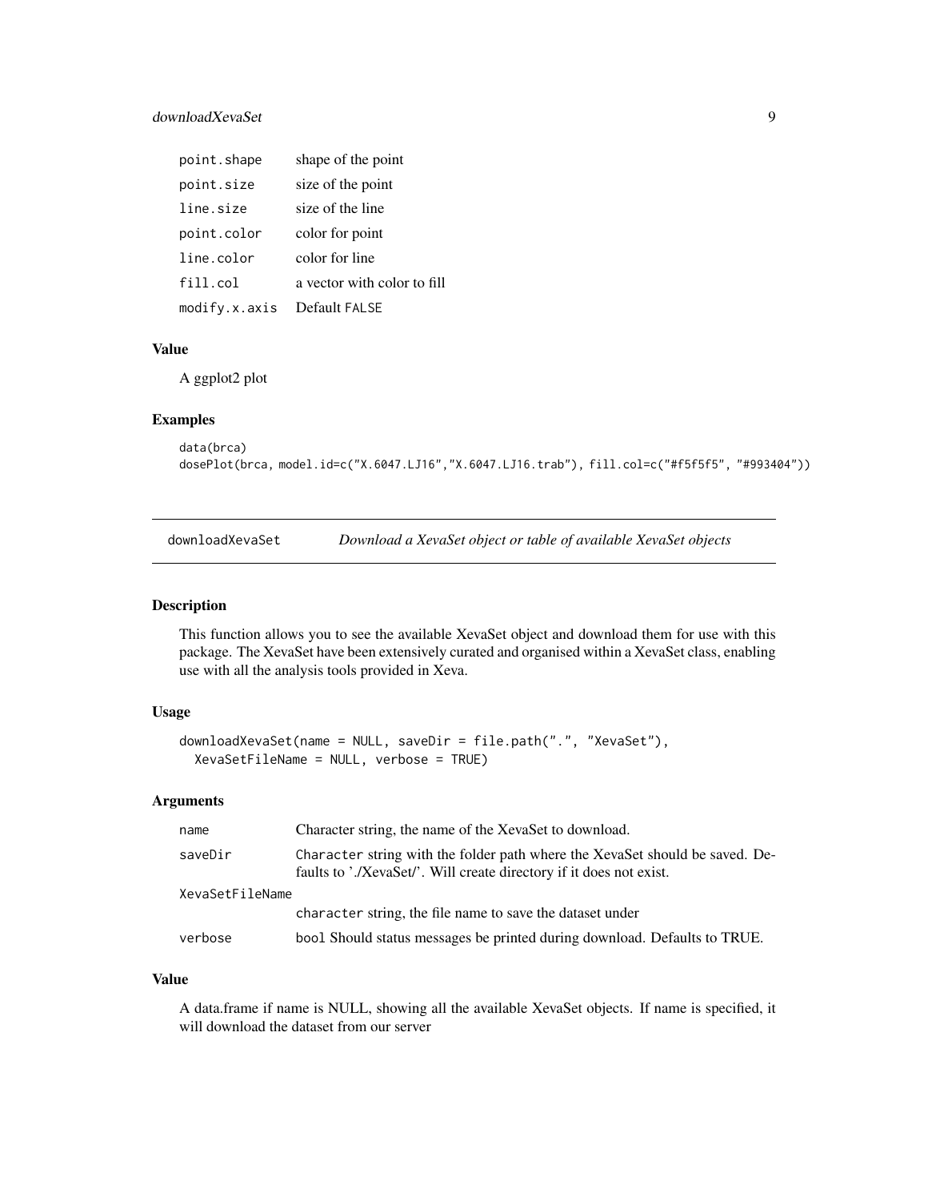| | |
|---|---|
| point.shape | shape of the point |
| point.size | size of the point |
| line.size | size of the line |
| point.color | color for point |
| line.color | color for line |
| fill.col | a vector with color to fill |
| modify.x.axis | Default FALSE |

### Value

A ggplot2 plot

### Examples

```
data(brca)
dosePlot(brca, model.id=c("X.6047.LJ16","X.6047.LJ16.trab"), fill.col=c("#f5f5f5", "#993404"))
```

---

## downloadXevaSet *Download a XevaSet object or table of available XevaSet objects*

---

### Description

This function allows you to see the available XevaSet object and download them for use with this package. The XevaSet have been extensively curated and organised within a XevaSet class, enabling use with all the analysis tools provided in Xeva.

### Usage

```
downloadXevaSet(name = NULL, saveDir = file.path(".", "XevaSet"),
  XevaSetFileName = NULL, verbose = TRUE)
```

### Arguments

| | |
|---|---|
| name | Character string, the name of the XevaSet to download. |
| saveDir | Character string with the folder path where the XevaSet should be saved. Defaults to './XevaSet/'. Will create directory if it does not exist. |
| XevaSetFileName | character string, the file name to save the dataset under |
| verbose | bool Should status messages be printed during download. Defaults to TRUE. |

### Value

A data.frame if name is NULL, showing all the available XevaSet objects. If name is specified, it will download the dataset from our server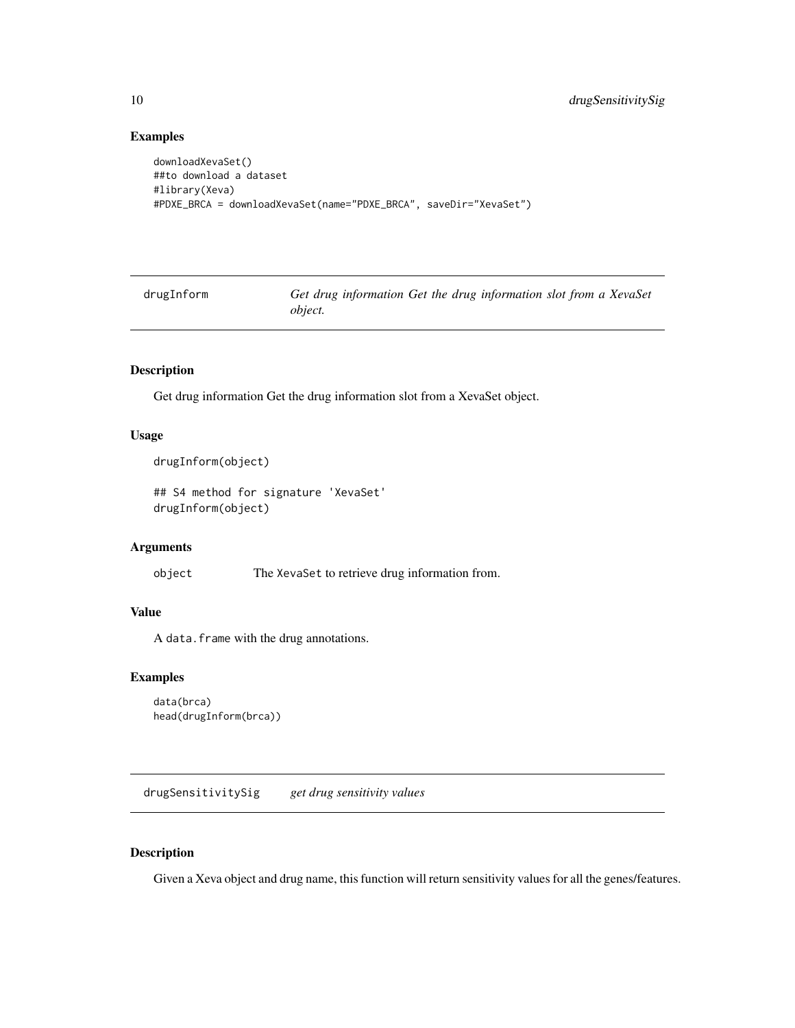### Examples

```
downloadXevaSet()
##to download a dataset
#library(Xeva)
#PDXE_BRCA = downloadXevaSet(name="PDXE_BRCA", saveDir="XevaSet")
```

---

## drugInform — *Get drug information Get the drug information slot from a XevaSet object.*

### Description

Get drug information Get the drug information slot from a XevaSet object.

### Usage

```
drugInform(object)

## S4 method for signature 'XevaSet'
drugInform(object)
```

### Arguments

`object` The `XevaSet` to retrieve drug information from.

### Value

A `data.frame` with the drug annotations.

### Examples

```
data(brca)
head(drugInform(brca))
```

---

## drugSensitivitySig — *get drug sensitivity values*

### Description

Given a Xeva object and drug name, this function will return sensitivity values for all the genes/features.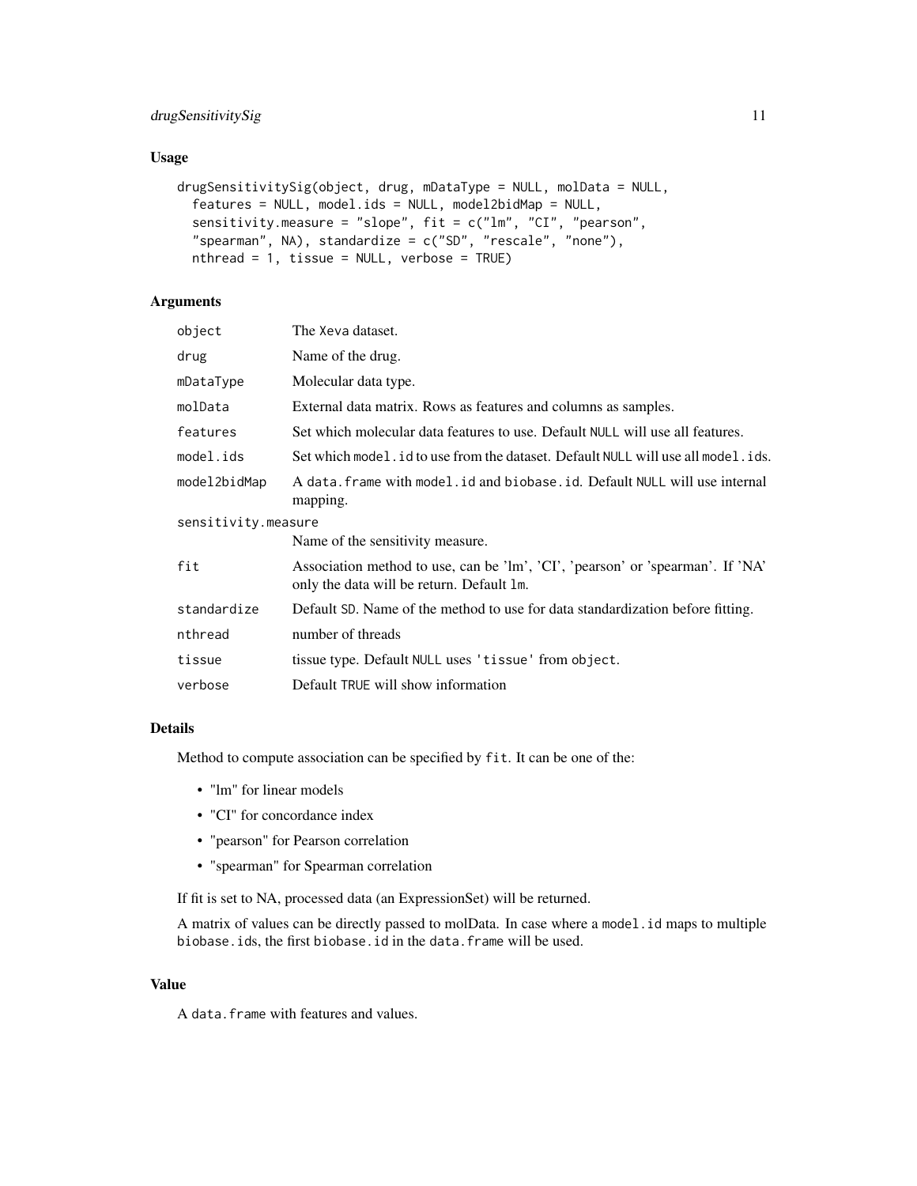## Usage

```
drugSensitivitySig(object, drug, mDataType = NULL, molData = NULL,
  features = NULL, model.ids = NULL, model2bidMap = NULL,
  sensitivity.measure = "slope", fit = c("lm", "CI", "pearson",
  "spearman", NA), standardize = c("SD", "rescale", "none"),
  nthread = 1, tissue = NULL, verbose = TRUE)
```

## Arguments

| | |
|---|---|
| `object` | The `Xeva` dataset. |
| `drug` | Name of the drug. |
| `mDataType` | Molecular data type. |
| `molData` | External data matrix. Rows as features and columns as samples. |
| `features` | Set which molecular data features to use. Default `NULL` will use all features. |
| `model.ids` | Set which `model.id` to use from the dataset. Default `NULL` will use all `model.ids`. |
| `model2bidMap` | A `data.frame` with `model.id` and `biobase.id`. Default `NULL` will use internal mapping. |
| `sensitivity.measure` | Name of the sensitivity measure. |
| `fit` | Association method to use, can be 'lm', 'CI', 'pearson' or 'spearman'. If 'NA' only the data will be return. Default `lm`. |
| `standardize` | Default `SD`. Name of the method to use for data standardization before fitting. |
| `nthread` | number of threads |
| `tissue` | tissue type. Default `NULL` uses `'tissue'` from `object`. |
| `verbose` | Default `TRUE` will show information |

## Details

Method to compute association can be specified by `fit`. It can be one of the:

- "lm" for linear models
- "CI" for concordance index
- "pearson" for Pearson correlation
- "spearman" for Spearman correlation

If fit is set to NA, processed data (an ExpressionSet) will be returned.

A matrix of values can be directly passed to molData. In case where a `model.id` maps to multiple `biobase.id`s, the first `biobase.id` in the `data.frame` will be used.

## Value

A `data.frame` with features and values.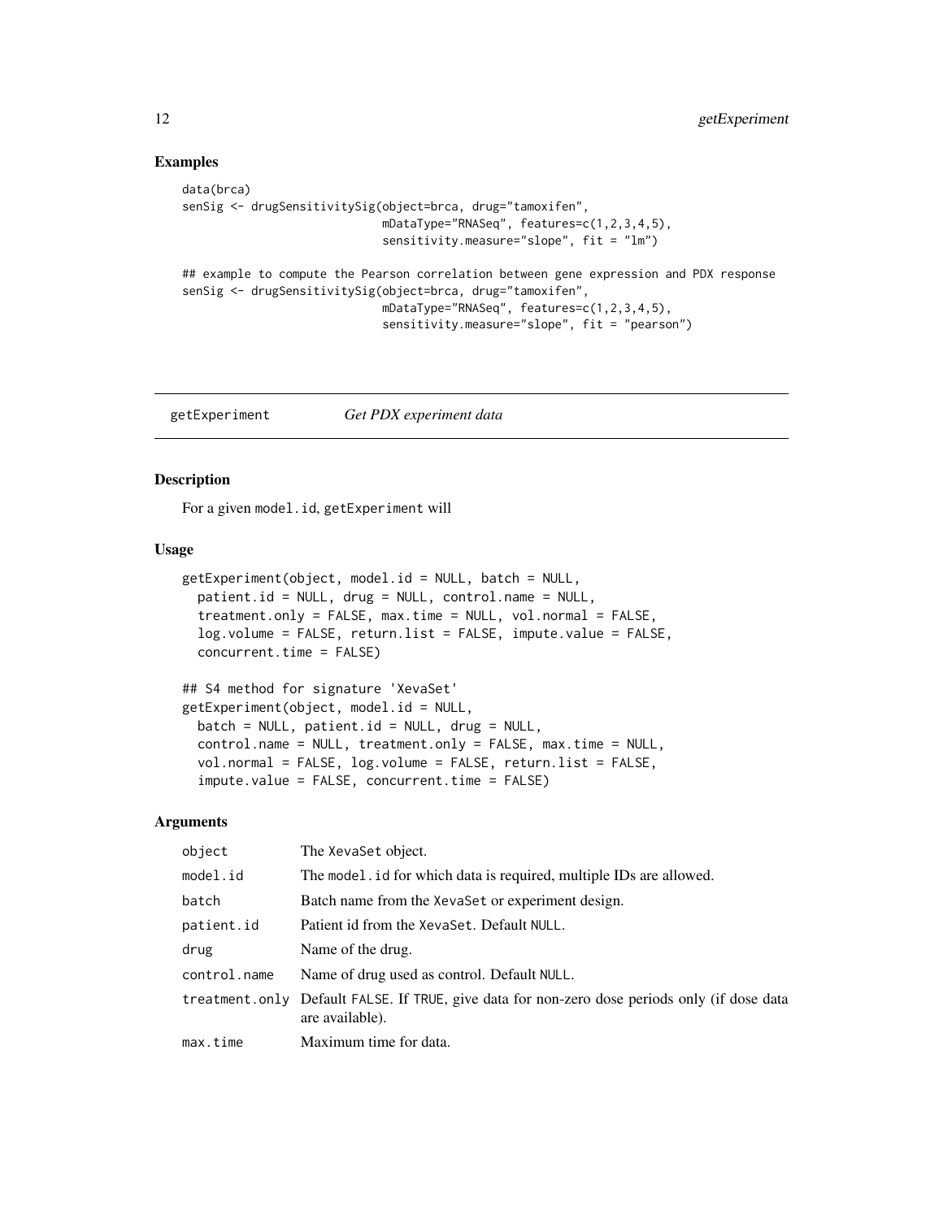## Examples

```
data(brca)
senSig <- drugSensitivitySig(object=brca, drug="tamoxifen",
                             mDataType="RNASeq", features=c(1,2,3,4,5),
                             sensitivity.measure="slope", fit = "lm")

## example to compute the Pearson correlation between gene expression and PDX response
senSig <- drugSensitivitySig(object=brca, drug="tamoxifen",
                             mDataType="RNASeq", features=c(1,2,3,4,5),
                             sensitivity.measure="slope", fit = "pearson")
```

---

# getExperiment — *Get PDX experiment data*

---

## Description

For a given `model.id`, `getExperiment` will

## Usage

```
getExperiment(object, model.id = NULL, batch = NULL,
  patient.id = NULL, drug = NULL, control.name = NULL,
  treatment.only = FALSE, max.time = NULL, vol.normal = FALSE,
  log.volume = FALSE, return.list = FALSE, impute.value = FALSE,
  concurrent.time = FALSE)

## S4 method for signature 'XevaSet'
getExperiment(object, model.id = NULL,
  batch = NULL, patient.id = NULL, drug = NULL,
  control.name = NULL, treatment.only = FALSE, max.time = NULL,
  vol.normal = FALSE, log.volume = FALSE, return.list = FALSE,
  impute.value = FALSE, concurrent.time = FALSE)
```

## Arguments

| | |
|---|---|
| `object` | The `XevaSet` object. |
| `model.id` | The `model.id` for which data is required, multiple IDs are allowed. |
| `batch` | Batch name from the `XevaSet` or experiment design. |
| `patient.id` | Patient id from the `XevaSet`. Default `NULL`. |
| `drug` | Name of the drug. |
| `control.name` | Name of drug used as control. Default `NULL`. |
| `treatment.only` | Default `FALSE`. If `TRUE`, give data for non-zero dose periods only (if dose data are available). |
| `max.time` | Maximum time for data. |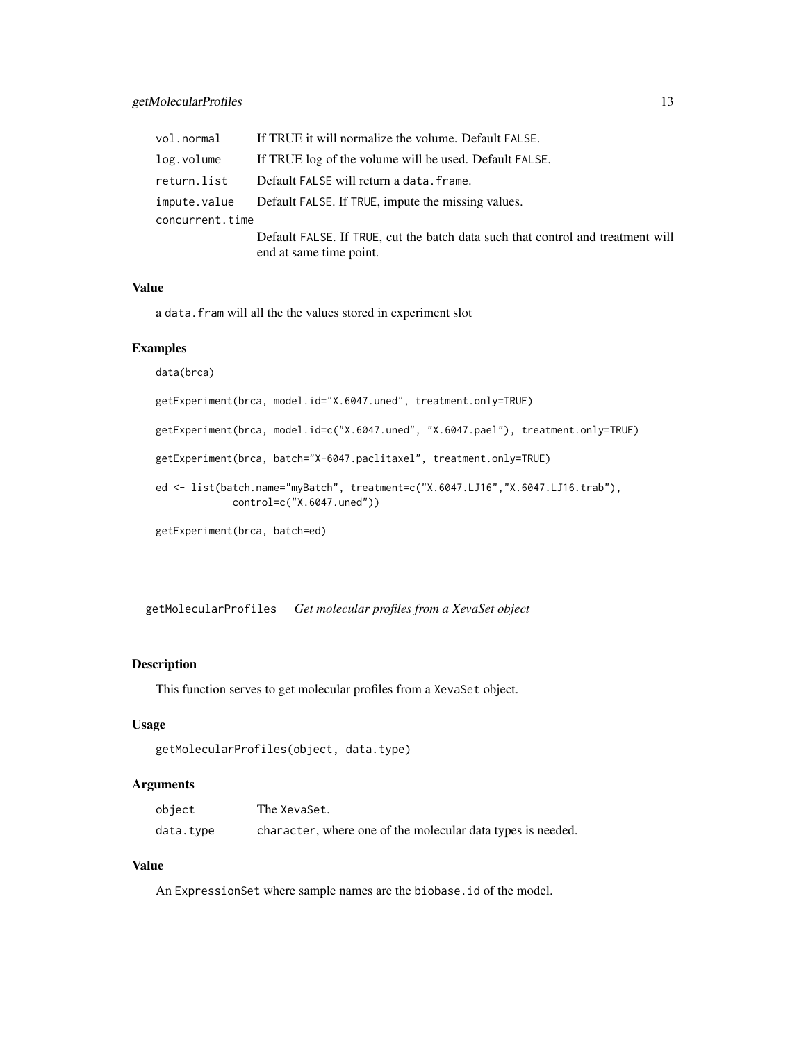| | |
|---|---|
| vol.normal | If TRUE it will normalize the volume. Default FALSE. |
| log.volume | If TRUE log of the volume will be used. Default FALSE. |
| return.list | Default FALSE will return a data.frame. |
| impute.value | Default FALSE. If TRUE, impute the missing values. |
| concurrent.time | Default FALSE. If TRUE, cut the batch data such that control and treatment will end at same time point. |

### Value

a data.fram will all the the values stored in experiment slot

### Examples

```
data(brca)

getExperiment(brca, model.id="X.6047.uned", treatment.only=TRUE)

getExperiment(brca, model.id=c("X.6047.uned", "X.6047.pael"), treatment.only=TRUE)

getExperiment(brca, batch="X-6047.paclitaxel", treatment.only=TRUE)

ed <- list(batch.name="myBatch", treatment=c("X.6047.LJ16","X.6047.LJ16.trab"),
            control=c("X.6047.uned"))

getExperiment(brca, batch=ed)
```

## getMolecularProfiles *Get molecular profiles from a XevaSet object*

### Description

This function serves to get molecular profiles from a XevaSet object.

### Usage

```
getMolecularProfiles(object, data.type)
```

### Arguments

| | |
|---|---|
| object | The XevaSet. |
| data.type | character, where one of the molecular data types is needed. |

### Value

An ExpressionSet where sample names are the biobase.id of the model.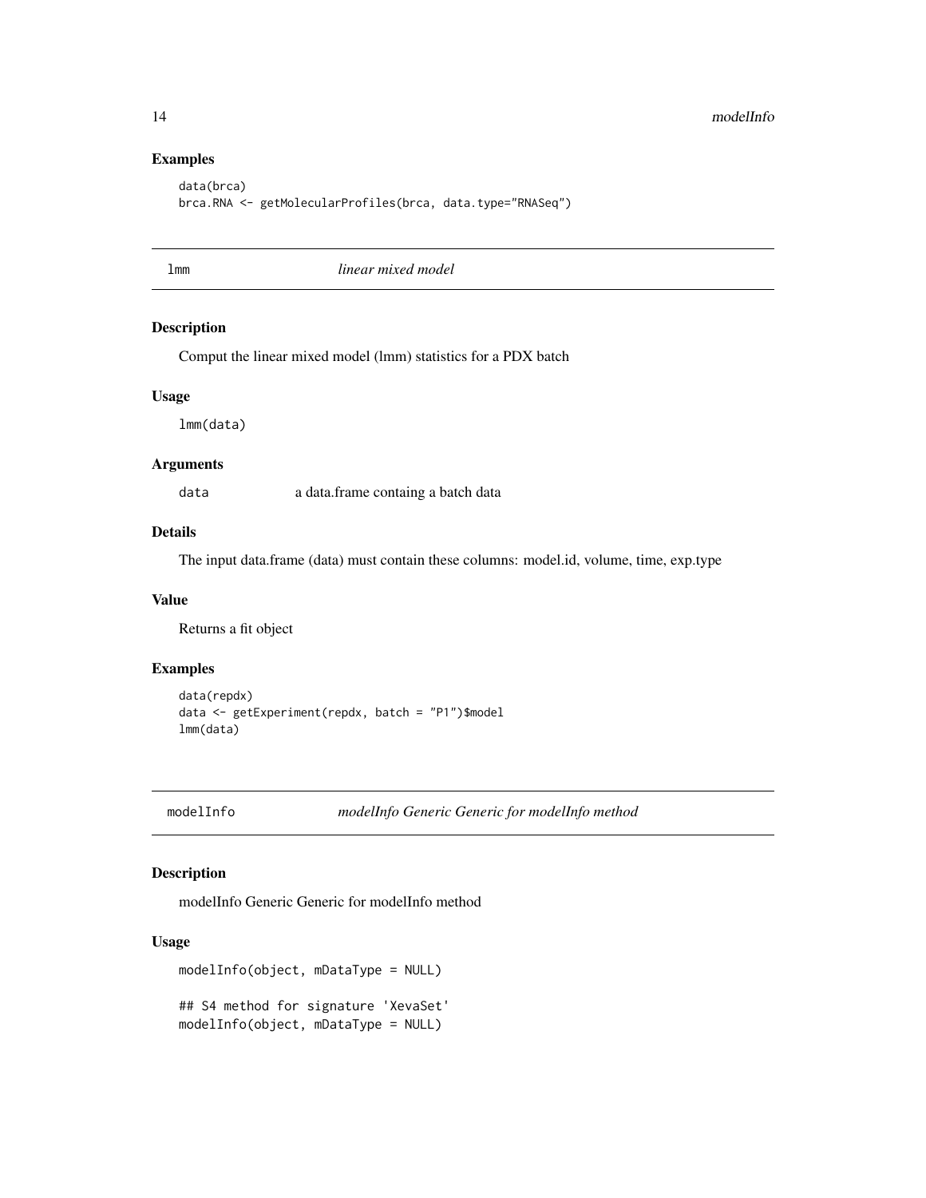## Examples

```
data(brca)
brca.RNA <- getMolecularProfiles(brca, data.type="RNASeq")
```

---

## lmm *linear mixed model*

### Description

Comput the linear mixed model (lmm) statistics for a PDX batch

### Usage

```
lmm(data)
```

### Arguments

| | |
|---|---|
| data | a data.frame containg a batch data |

### Details

The input data.frame (data) must contain these columns: model.id, volume, time, exp.type

### Value

Returns a fit object

### Examples

```
data(repdx)
data <- getExperiment(repdx, batch = "P1")$model
lmm(data)
```

---

## modelInfo *modelInfo Generic Generic for modelInfo method*

### Description

modelInfo Generic Generic for modelInfo method

### Usage

```
modelInfo(object, mDataType = NULL)

## S4 method for signature 'XevaSet'
modelInfo(object, mDataType = NULL)
```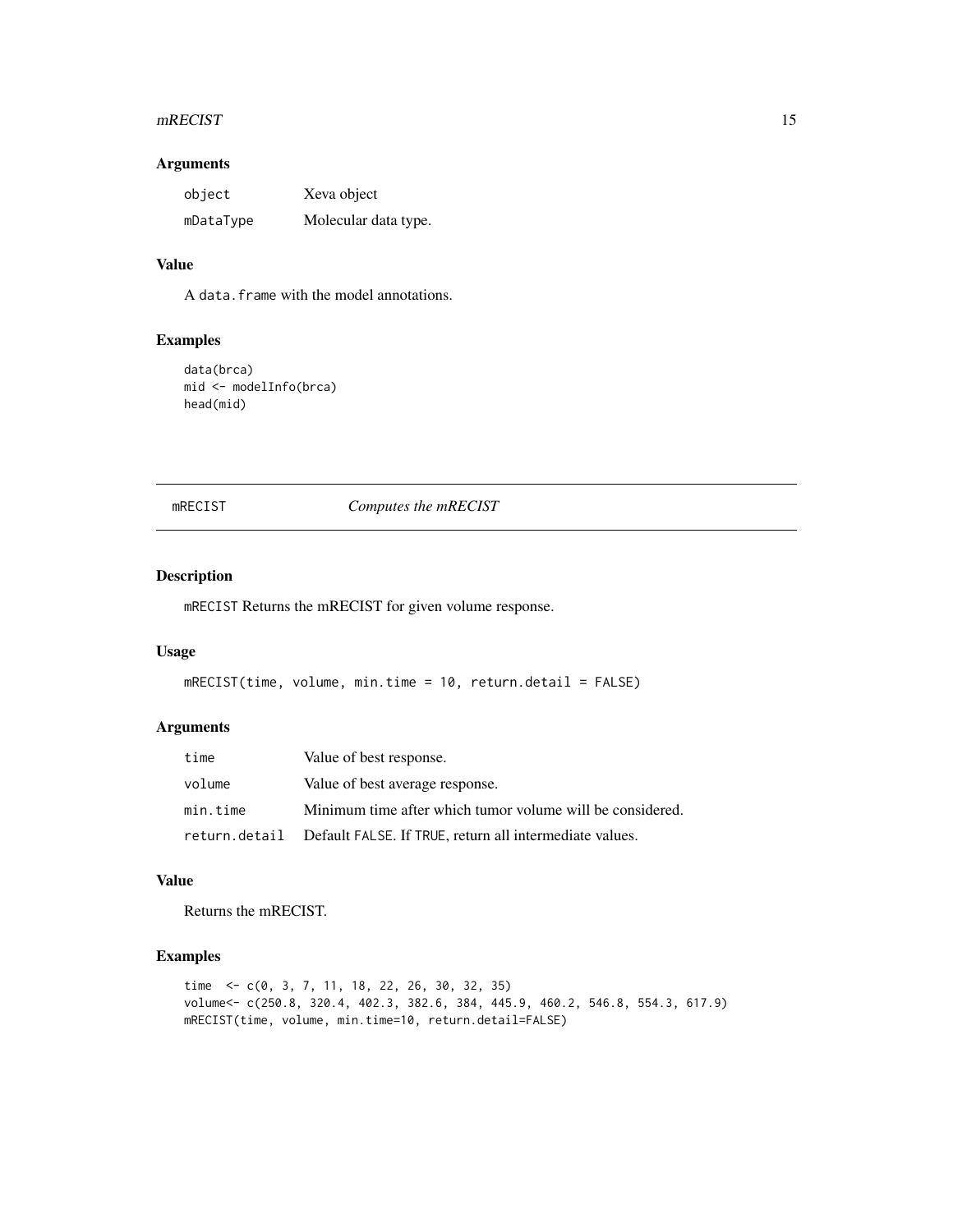### Arguments

| | |
|---|---|
| `object` | Xeva object |
| `mDataType` | Molecular data type. |

### Value

A `data.frame` with the model annotations.

### Examples

```
data(brca)
mid <- modelInfo(brca)
head(mid)
```

## mRECIST — *Computes the mRECIST*

### Description

`mRECIST` Returns the mRECIST for given volume response.

### Usage

```
mRECIST(time, volume, min.time = 10, return.detail = FALSE)
```

### Arguments

| | |
|---|---|
| `time` | Value of best response. |
| `volume` | Value of best average response. |
| `min.time` | Minimum time after which tumor volume will be considered. |
| `return.detail` | Default `FALSE`. If `TRUE`, return all intermediate values. |

### Value

Returns the mRECIST.

### Examples

```
time  <- c(0, 3, 7, 11, 18, 22, 26, 30, 32, 35)
volume<- c(250.8, 320.4, 402.3, 382.6, 384, 445.9, 460.2, 546.8, 554.3, 617.9)
mRECIST(time, volume, min.time=10, return.detail=FALSE)
```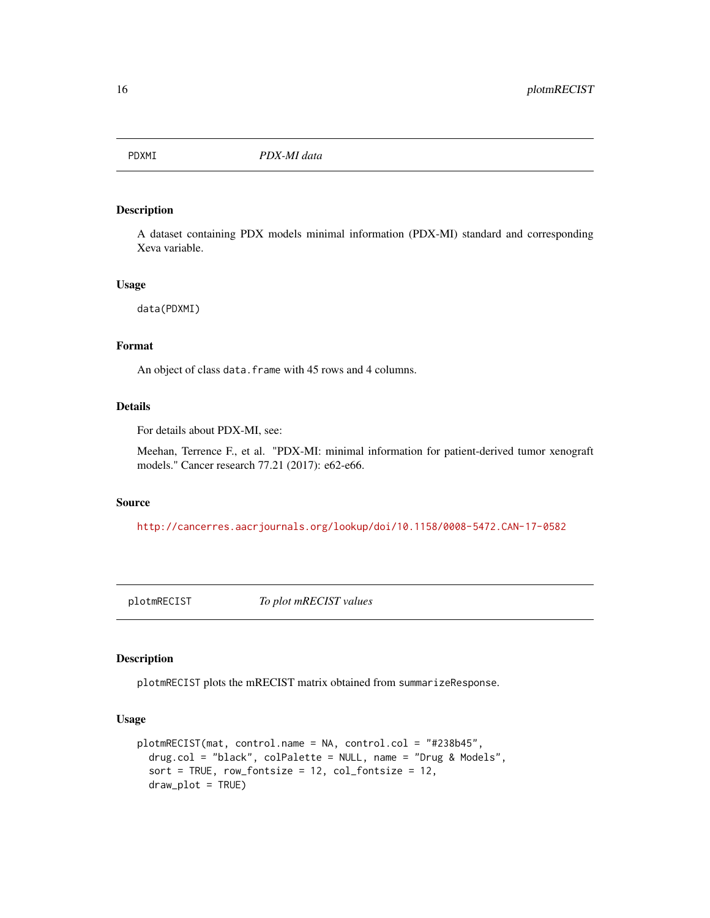## PDXMI    *PDX-MI data*

### Description

A dataset containing PDX models minimal information (PDX-MI) standard and corresponding Xeva variable.

### Usage

```
data(PDXMI)
```

### Format

An object of class `data.frame` with 45 rows and 4 columns.

### Details

For details about PDX-MI, see:

Meehan, Terrence F., et al. "PDX-MI: minimal information for patient-derived tumor xenograft models." Cancer research 77.21 (2017): e62-e66.

### Source

http://cancerres.aacrjournals.org/lookup/doi/10.1158/0008-5472.CAN-17-0582

## plotmRECIST    *To plot mRECIST values*

### Description

`plotmRECIST` plots the mRECIST matrix obtained from `summarizeResponse`.

### Usage

```
plotmRECIST(mat, control.name = NA, control.col = "#238b45",
  drug.col = "black", colPalette = NULL, name = "Drug & Models",
  sort = TRUE, row_fontsize = 12, col_fontsize = 12,
  draw_plot = TRUE)
```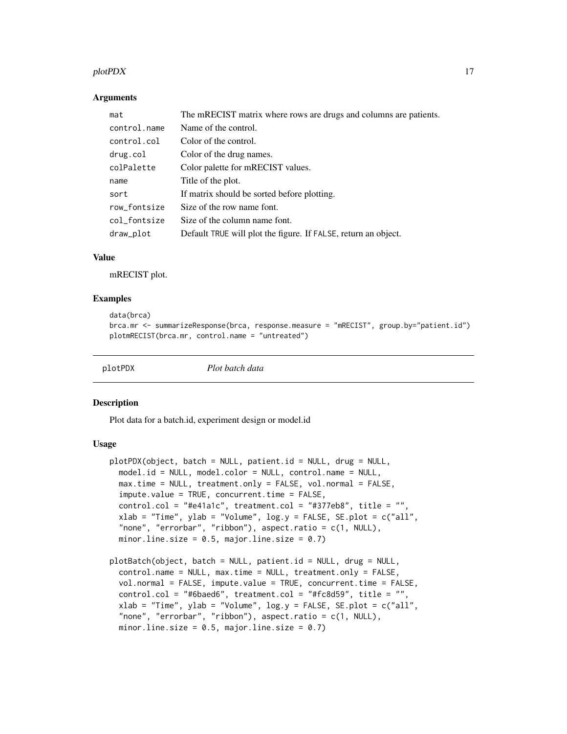### Arguments

| | |
|---|---|
| mat | The mRECIST matrix where rows are drugs and columns are patients. |
| control.name | Name of the control. |
| control.col | Color of the control. |
| drug.col | Color of the drug names. |
| colPalette | Color palette for mRECIST values. |
| name | Title of the plot. |
| sort | If matrix should be sorted before plotting. |
| row_fontsize | Size of the row name font. |
| col_fontsize | Size of the column name font. |
| draw_plot | Default TRUE will plot the figure. If FALSE, return an object. |

### Value

mRECIST plot.

### Examples

```
data(brca)
brca.mr <- summarizeResponse(brca, response.measure = "mRECIST", group.by="patient.id")
plotmRECIST(brca.mr, control.name = "untreated")
```

---

## plotPDX *Plot batch data*

---

### Description

Plot data for a batch.id, experiment design or model.id

### Usage

```
plotPDX(object, batch = NULL, patient.id = NULL, drug = NULL,
  model.id = NULL, model.color = NULL, control.name = NULL,
  max.time = NULL, treatment.only = FALSE, vol.normal = FALSE,
  impute.value = TRUE, concurrent.time = FALSE,
  control.col = "#e41a1c", treatment.col = "#377eb8", title = "",
  xlab = "Time", ylab = "Volume", log.y = FALSE, SE.plot = c("all",
  "none", "errorbar", "ribbon"), aspect.ratio = c(1, NULL),
  minor.line.size = 0.5, major.line.size = 0.7)

plotBatch(object, batch = NULL, patient.id = NULL, drug = NULL,
  control.name = NULL, max.time = NULL, treatment.only = FALSE,
  vol.normal = FALSE, impute.value = TRUE, concurrent.time = FALSE,
  control.col = "#6baed6", treatment.col = "#fc8d59", title = "",
  xlab = "Time", ylab = "Volume", log.y = FALSE, SE.plot = c("all",
  "none", "errorbar", "ribbon"), aspect.ratio = c(1, NULL),
  minor.line.size = 0.5, major.line.size = 0.7)
```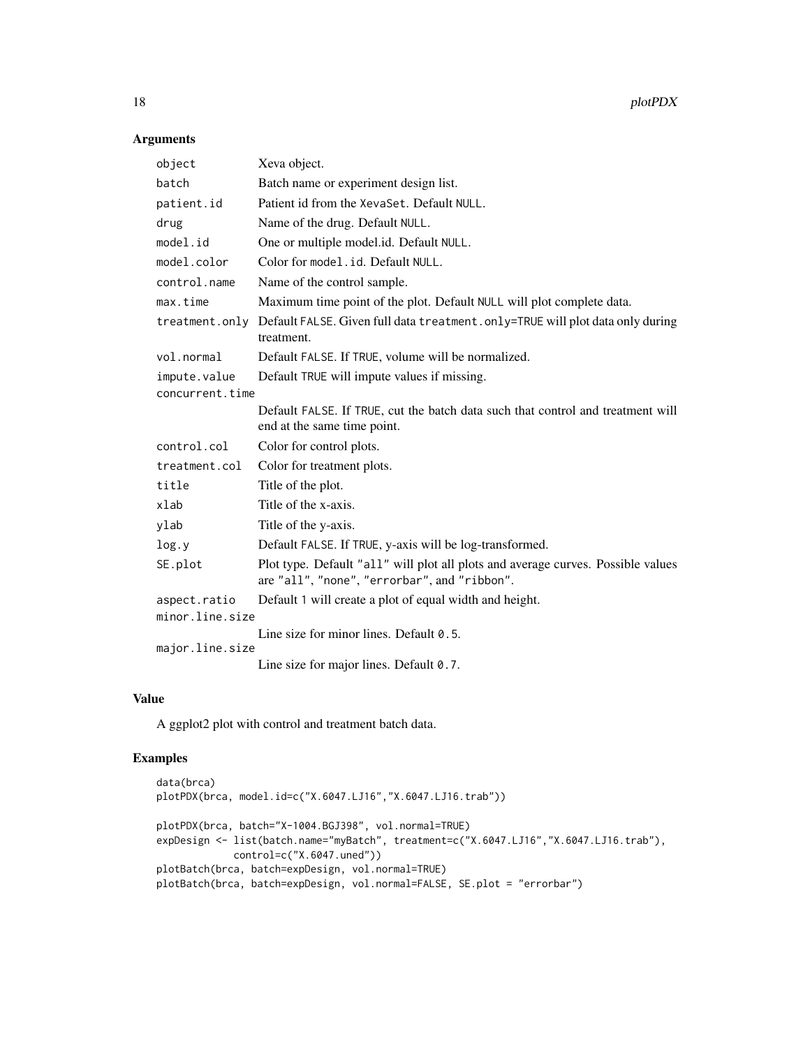## Arguments

| | |
|---|---|
| `object` | Xeva object. |
| `batch` | Batch name or experiment design list. |
| `patient.id` | Patient id from the `XevaSet`. Default `NULL`. |
| `drug` | Name of the drug. Default `NULL`. |
| `model.id` | One or multiple model.id. Default `NULL`. |
| `model.color` | Color for `model.id`. Default `NULL`. |
| `control.name` | Name of the control sample. |
| `max.time` | Maximum time point of the plot. Default `NULL` will plot complete data. |
| `treatment.only` | Default `FALSE`. Given full data `treatment.only=TRUE` will plot data only during treatment. |
| `vol.normal` | Default `FALSE`. If `TRUE`, volume will be normalized. |
| `impute.value` | Default `TRUE` will impute values if missing. |
| `concurrent.time` | Default `FALSE`. If `TRUE`, cut the batch data such that control and treatment will end at the same time point. |
| `control.col` | Color for control plots. |
| `treatment.col` | Color for treatment plots. |
| `title` | Title of the plot. |
| `xlab` | Title of the x-axis. |
| `ylab` | Title of the y-axis. |
| `log.y` | Default `FALSE`. If `TRUE`, y-axis will be log-transformed. |
| `SE.plot` | Plot type. Default `"all"` will plot all plots and average curves. Possible values are `"all"`, `"none"`, `"errorbar"`, and `"ribbon"`. |
| `aspect.ratio` | Default `1` will create a plot of equal width and height. |
| `minor.line.size` | Line size for minor lines. Default `0.5`. |
| `major.line.size` | Line size for major lines. Default `0.7`. |

## Value

A ggplot2 plot with control and treatment batch data.

## Examples

```
data(brca)
plotPDX(brca, model.id=c("X.6047.LJ16","X.6047.LJ16.trab"))

plotPDX(brca, batch="X-1004.BGJ398", vol.normal=TRUE)
expDesign <- list(batch.name="myBatch", treatment=c("X.6047.LJ16","X.6047.LJ16.trab"),
            control=c("X.6047.uned"))
plotBatch(brca, batch=expDesign, vol.normal=TRUE)
plotBatch(brca, batch=expDesign, vol.normal=FALSE, SE.plot = "errorbar")
```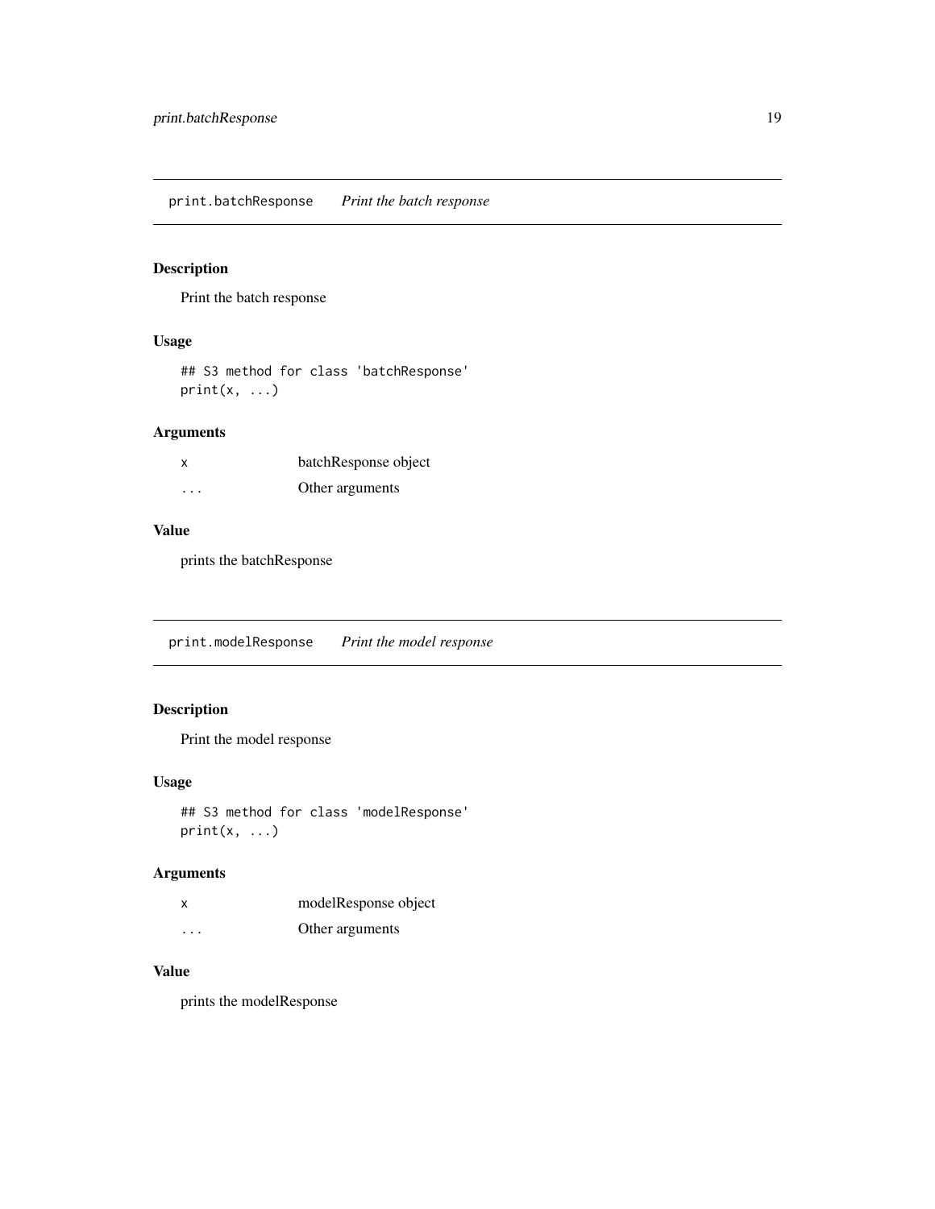## print.batchResponse *Print the batch response*

### Description

Print the batch response

### Usage

```
## S3 method for class 'batchResponse'
print(x, ...)
```

### Arguments

| | |
|---|---|
| x | batchResponse object |
| ... | Other arguments |

### Value

prints the batchResponse

## print.modelResponse *Print the model response*

### Description

Print the model response

### Usage

```
## S3 method for class 'modelResponse'
print(x, ...)
```

### Arguments

| | |
|---|---|
| x | modelResponse object |
| ... | Other arguments |

### Value

prints the modelResponse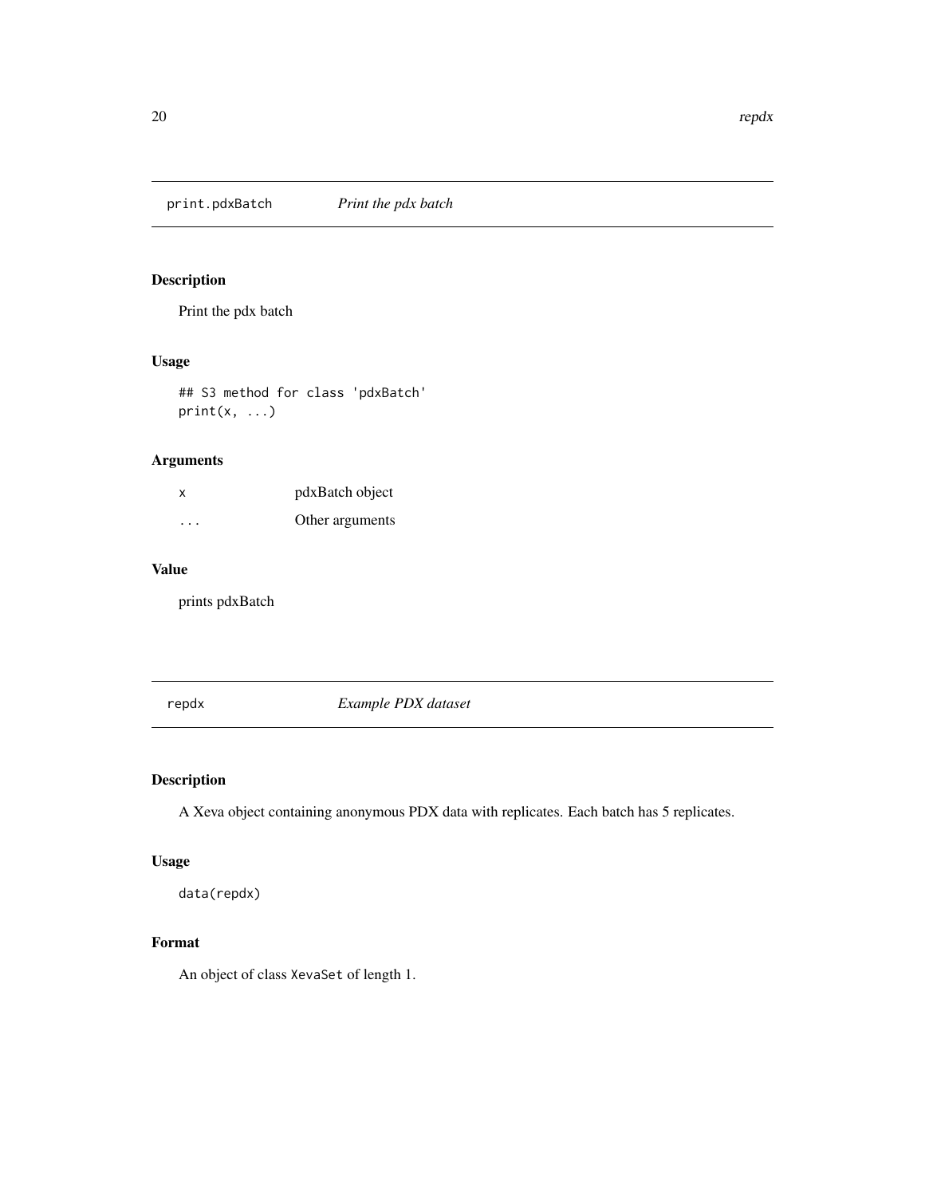## print.pdxBatch *Print the pdx batch*

### Description

Print the pdx batch

### Usage

```
## S3 method for class 'pdxBatch'
print(x, ...)
```

### Arguments

| | |
|---|---|
| x | pdxBatch object |
| ... | Other arguments |

### Value

prints pdxBatch

## repdx *Example PDX dataset*

### Description

A Xeva object containing anonymous PDX data with replicates. Each batch has 5 replicates.

### Usage

```
data(repdx)
```

### Format

An object of class XevaSet of length 1.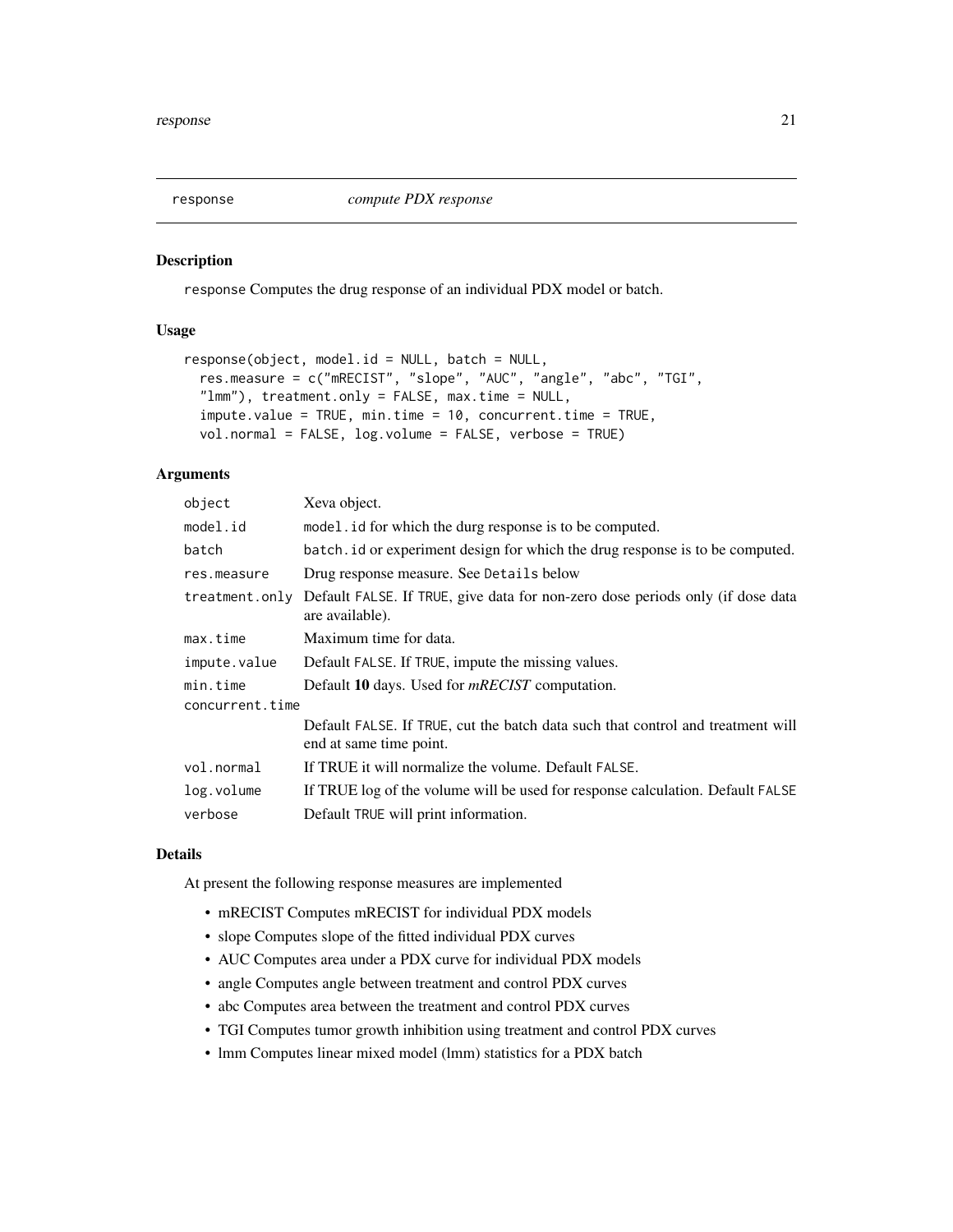# response

*compute PDX response*

## Description

`response` Computes the drug response of an individual PDX model or batch.

## Usage

```
response(object, model.id = NULL, batch = NULL,
  res.measure = c("mRECIST", "slope", "AUC", "angle", "abc", "TGI",
  "lmm"), treatment.only = FALSE, max.time = NULL,
  impute.value = TRUE, min.time = 10, concurrent.time = TRUE,
  vol.normal = FALSE, log.volume = FALSE, verbose = TRUE)
```

## Arguments

| | |
|---|---|
| `object` | Xeva object. |
| `model.id` | `model.id` for which the durg response is to be computed. |
| `batch` | `batch.id` or experiment design for which the drug response is to be computed. |
| `res.measure` | Drug response measure. See `Details` below |
| `treatment.only` | Default `FALSE`. If `TRUE`, give data for non-zero dose periods only (if dose data are available). |
| `max.time` | Maximum time for data. |
| `impute.value` | Default `FALSE`. If `TRUE`, impute the missing values. |
| `min.time` | Default **10** days. Used for *mRECIST* computation. |
| `concurrent.time` | Default `FALSE`. If `TRUE`, cut the batch data such that control and treatment will end at same time point. |
| `vol.normal` | If TRUE it will normalize the volume. Default `FALSE`. |
| `log.volume` | If TRUE log of the volume will be used for response calculation. Default `FALSE` |
| `verbose` | Default `TRUE` will print information. |

## Details

At present the following response measures are implemented

- mRECIST Computes mRECIST for individual PDX models
- slope Computes slope of the fitted individual PDX curves
- AUC Computes area under a PDX curve for individual PDX models
- angle Computes angle between treatment and control PDX curves
- abc Computes area between the treatment and control PDX curves
- TGI Computes tumor growth inhibition using treatment and control PDX curves
- lmm Computes linear mixed model (lmm) statistics for a PDX batch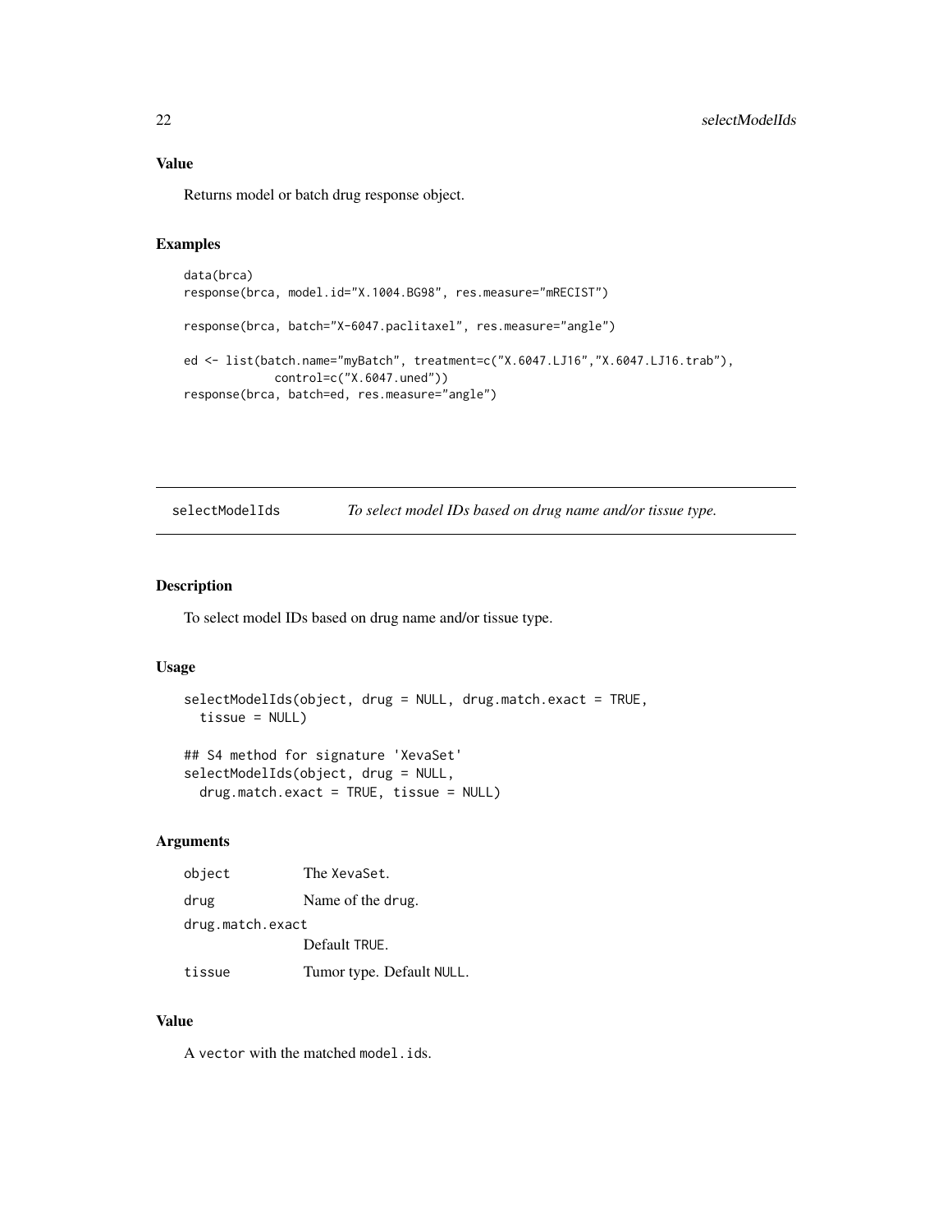### Value

Returns model or batch drug response object.

### Examples

```
data(brca)
response(brca, model.id="X.1004.BG98", res.measure="mRECIST")

response(brca, batch="X-6047.paclitaxel", res.measure="angle")

ed <- list(batch.name="myBatch", treatment=c("X.6047.LJ16","X.6047.LJ16.trab"),
           control=c("X.6047.uned"))
response(brca, batch=ed, res.measure="angle")
```

## selectModelIds *To select model IDs based on drug name and/or tissue type.*

### Description

To select model IDs based on drug name and/or tissue type.

### Usage

```
selectModelIds(object, drug = NULL, drug.match.exact = TRUE,
  tissue = NULL)

## S4 method for signature 'XevaSet'
selectModelIds(object, drug = NULL,
  drug.match.exact = TRUE, tissue = NULL)
```

### Arguments

| | |
|---|---|
| object | The XevaSet. |
| drug | Name of the drug. |
| drug.match.exact | Default TRUE. |
| tissue | Tumor type. Default NULL. |

### Value

A vector with the matched model.ids.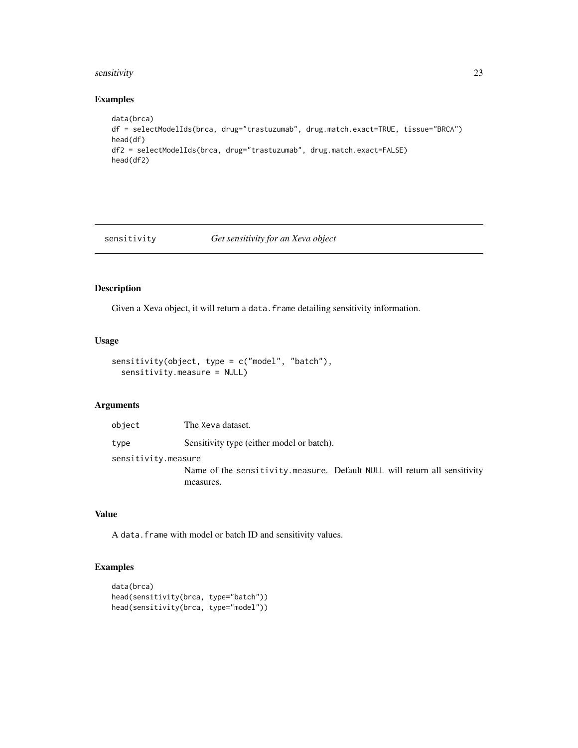## Examples

```
data(brca)
df = selectModelIds(brca, drug="trastuzumab", drug.match.exact=TRUE, tissue="BRCA")
head(df)
df2 = selectModelIds(brca, drug="trastuzumab", drug.match.exact=FALSE)
head(df2)
```

---

# sensitivity *Get sensitivity for an Xeva object*

## Description

Given a Xeva object, it will return a `data.frame` detailing sensitivity information.

## Usage

```
sensitivity(object, type = c("model", "batch"),
  sensitivity.measure = NULL)
```

## Arguments

| | |
|---|---|
| `object` | The `Xeva` dataset. |
| `type` | Sensitivity type (either model or batch). |
| `sensitivity.measure` | Name of the `sensitivity.measure`. Default `NULL` will return all sensitivity measures. |

## Value

A `data.frame` with model or batch ID and sensitivity values.

## Examples

```
data(brca)
head(sensitivity(brca, type="batch"))
head(sensitivity(brca, type="model"))
```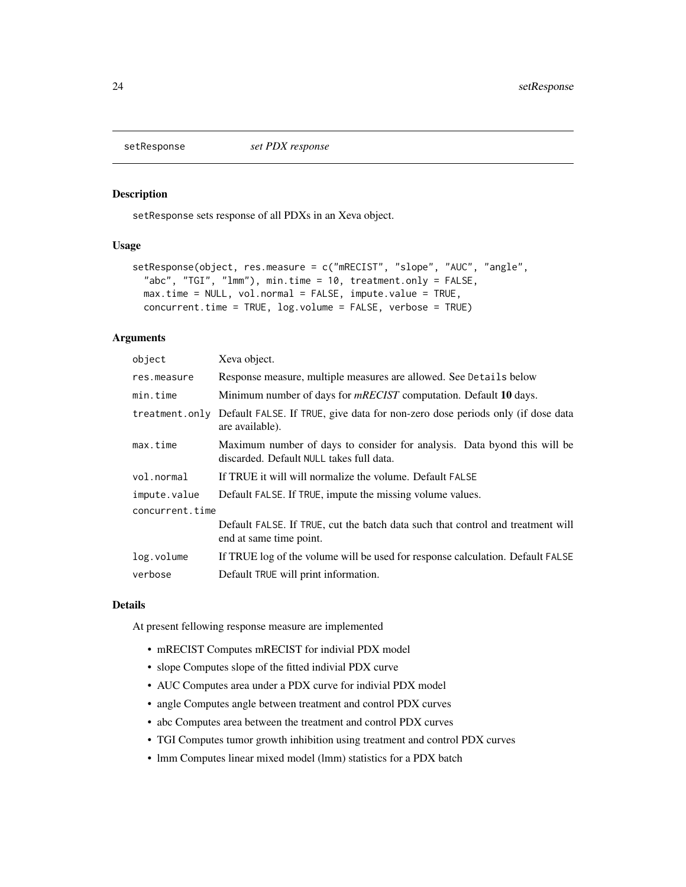## setResponse *set PDX response*

### Description

setResponse sets response of all PDXs in an Xeva object.

### Usage

```
setResponse(object, res.measure = c("mRECIST", "slope", "AUC", "angle",
  "abc", "TGI", "lmm"), min.time = 10, treatment.only = FALSE,
  max.time = NULL, vol.normal = FALSE, impute.value = TRUE,
  concurrent.time = TRUE, log.volume = FALSE, verbose = TRUE)
```

### Arguments

| | |
|---|---|
| object | Xeva object. |
| res.measure | Response measure, multiple measures are allowed. See Details below |
| min.time | Minimum number of days for *mRECIST* computation. Default **10** days. |
| treatment.only | Default FALSE. If TRUE, give data for non-zero dose periods only (if dose data are available). |
| max.time | Maximum number of days to consider for analysis. Data byond this will be discarded. Default NULL takes full data. |
| vol.normal | If TRUE it will will normalize the volume. Default FALSE |
| impute.value | Default FALSE. If TRUE, impute the missing volume values. |
| concurrent.time | Default FALSE. If TRUE, cut the batch data such that control and treatment will end at same time point. |
| log.volume | If TRUE log of the volume will be used for response calculation. Default FALSE |
| verbose | Default TRUE will print information. |

### Details

At present fellowing response measure are implemented

- mRECIST Computes mRECIST for indivial PDX model
- slope Computes slope of the fitted indivial PDX curve
- AUC Computes area under a PDX curve for indivial PDX model
- angle Computes angle between treatment and control PDX curves
- abc Computes area between the treatment and control PDX curves
- TGI Computes tumor growth inhibition using treatment and control PDX curves
- lmm Computes linear mixed model (lmm) statistics for a PDX batch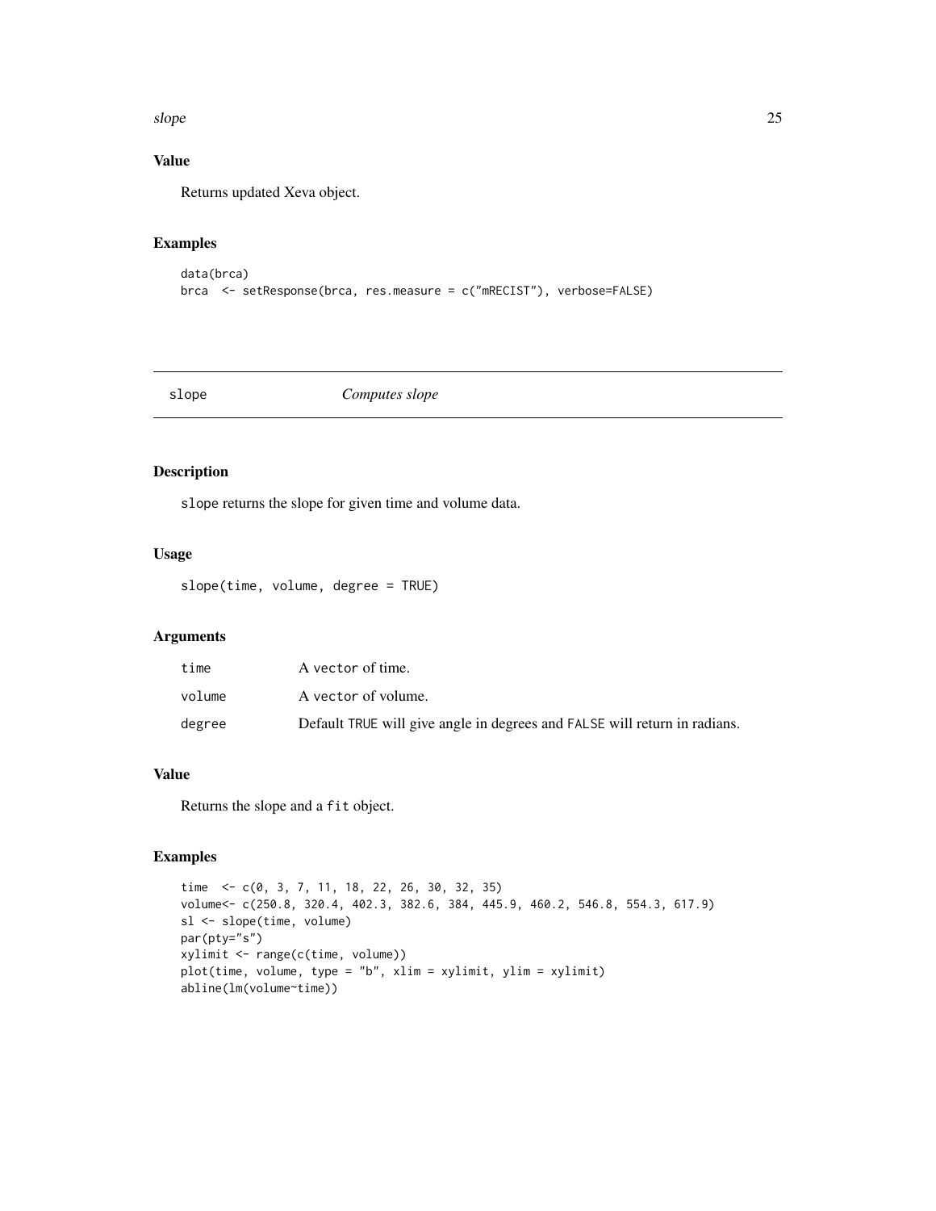### Value

Returns updated Xeva object.

### Examples

```
data(brca)
brca  <- setResponse(brca, res.measure = c("mRECIST"), verbose=FALSE)
```

## slope — *Computes slope*

### Description

slope returns the slope for given time and volume data.

### Usage

```
slope(time, volume, degree = TRUE)
```

### Arguments

| | |
|---|---|
| time | A vector of time. |
| volume | A vector of volume. |
| degree | Default TRUE will give angle in degrees and FALSE will return in radians. |

### Value

Returns the slope and a fit object.

### Examples

```
time  <- c(0, 3, 7, 11, 18, 22, 26, 30, 32, 35)
volume<- c(250.8, 320.4, 402.3, 382.6, 384, 445.9, 460.2, 546.8, 554.3, 617.9)
sl <- slope(time, volume)
par(pty="s")
xylimit <- range(c(time, volume))
plot(time, volume, type = "b", xlim = xylimit, ylim = xylimit)
abline(lm(volume~time))
```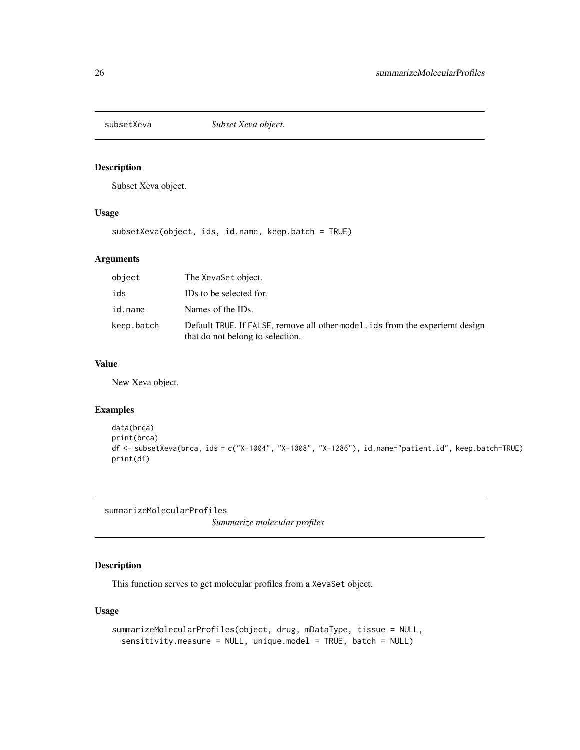## subsetXeva *Subset Xeva object.*

### Description

Subset Xeva object.

### Usage

```
subsetXeva(object, ids, id.name, keep.batch = TRUE)
```

### Arguments

| | |
|---|---|
| object | The XevaSet object. |
| ids | IDs to be selected for. |
| id.name | Names of the IDs. |
| keep.batch | Default TRUE. If FALSE, remove all other model.ids from the experiemt design that do not belong to selection. |

### Value

New Xeva object.

### Examples

```
data(brca)
print(brca)
df <- subsetXeva(brca, ids = c("X-1004", "X-1008", "X-1286"), id.name="patient.id", keep.batch=TRUE)
print(df)
```

## summarizeMolecularProfiles *Summarize molecular profiles*

### Description

This function serves to get molecular profiles from a XevaSet object.

### Usage

```
summarizeMolecularProfiles(object, drug, mDataType, tissue = NULL,
  sensitivity.measure = NULL, unique.model = TRUE, batch = NULL)
```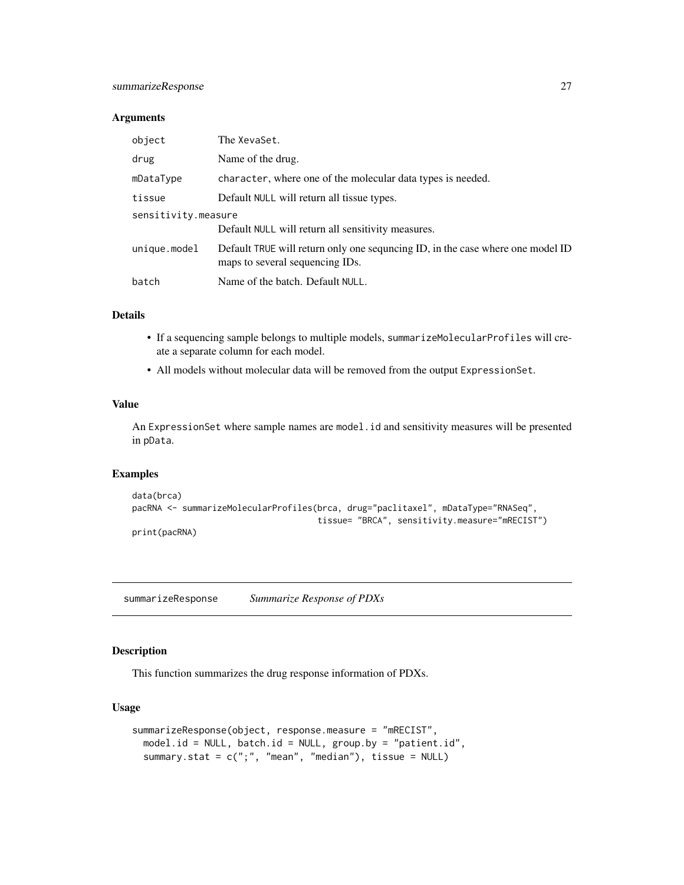### Arguments

| | |
|---|---|
| `object` | The `XevaSet`. |
| `drug` | Name of the drug. |
| `mDataType` | `character`, where one of the molecular data types is needed. |
| `tissue` | Default `NULL` will return all tissue types. |
| `sensitivity.measure` | Default `NULL` will return all sensitivity measures. |
| `unique.model` | Default `TRUE` will return only one sequncing ID, in the case where one model ID maps to several sequencing IDs. |
| `batch` | Name of the batch. Default `NULL`. |

### Details

- If a sequencing sample belongs to multiple models, `summarizeMolecularProfiles` will create a separate column for each model.
- All models without molecular data will be removed from the output `ExpressionSet`.

### Value

An `ExpressionSet` where sample names are `model.id` and sensitivity measures will be presented in `pData`.

### Examples

```
data(brca)
pacRNA <- summarizeMolecularProfiles(brca, drug="paclitaxel", mDataType="RNASeq",
                                     tissue= "BRCA", sensitivity.measure="mRECIST")
print(pacRNA)
```

## summarizeResponse *Summarize Response of PDXs*

### Description

This function summarizes the drug response information of PDXs.

### Usage

```
summarizeResponse(object, response.measure = "mRECIST",
  model.id = NULL, batch.id = NULL, group.by = "patient.id",
  summary.stat = c(";", "mean", "median"), tissue = NULL)
```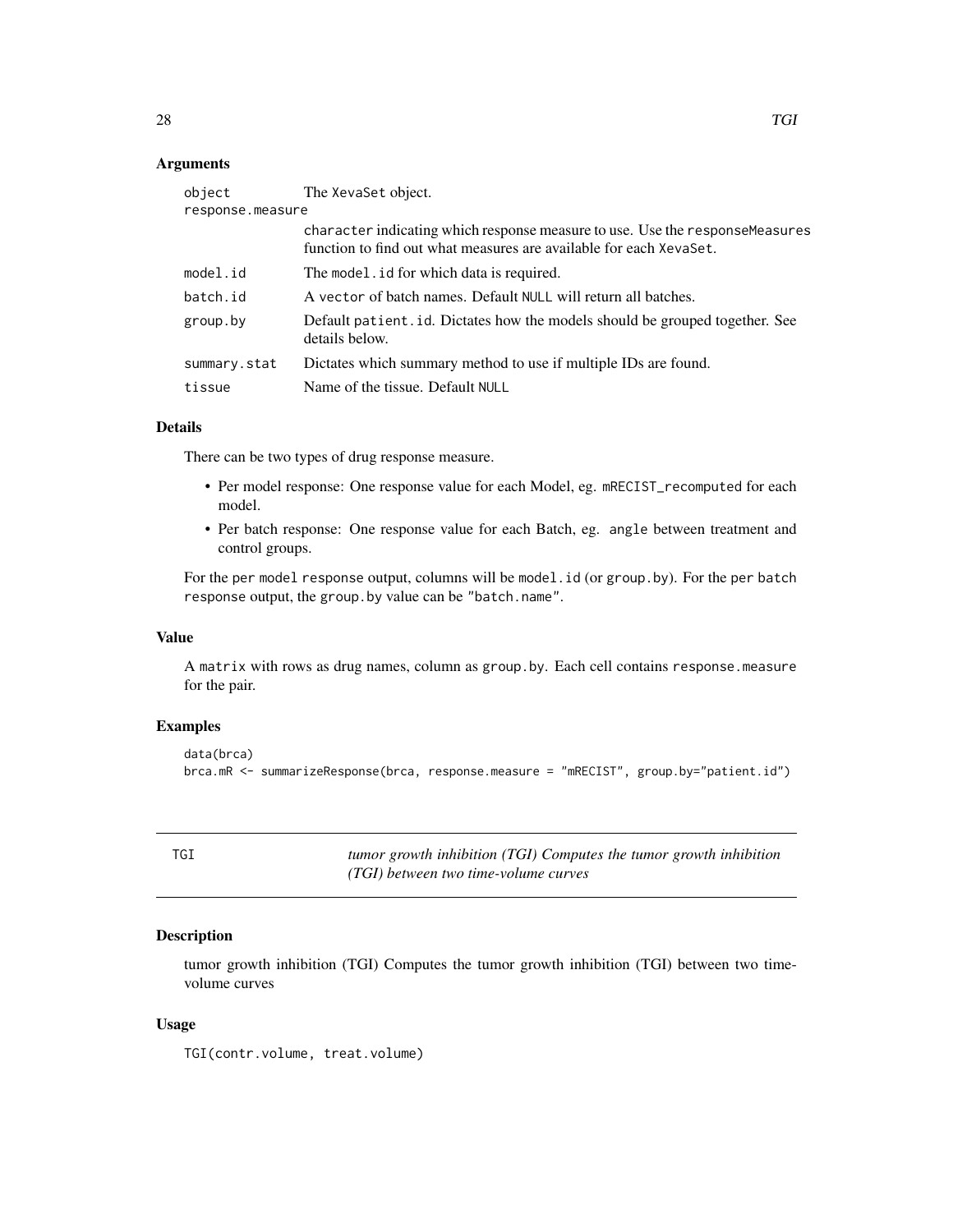## Arguments

| | |
|---|---|
| object | The XevaSet object. |
| response.measure | character indicating which response measure to use. Use the responseMeasures function to find out what measures are available for each XevaSet. |
| model.id | The model.id for which data is required. |
| batch.id | A vector of batch names. Default NULL will return all batches. |
| group.by | Default patient.id. Dictates how the models should be grouped together. See details below. |
| summary.stat | Dictates which summary method to use if multiple IDs are found. |
| tissue | Name of the tissue. Default NULL |

## Details

There can be two types of drug response measure.

- Per model response: One response value for each Model, eg. mRECIST_recomputed for each model.
- Per batch response: One response value for each Batch, eg. angle between treatment and control groups.

For the per model response output, columns will be model.id (or group.by). For the per batch response output, the group.by value can be "batch.name".

## Value

A matrix with rows as drug names, column as group.by. Each cell contains response.measure for the pair.

## Examples

```
data(brca)
brca.mR <- summarizeResponse(brca, response.measure = "mRECIST", group.by="patient.id")
```

---

# TGI — *tumor growth inhibition (TGI) Computes the tumor growth inhibition (TGI) between two time-volume curves*

## Description

tumor growth inhibition (TGI) Computes the tumor growth inhibition (TGI) between two time-volume curves

## Usage

```
TGI(contr.volume, treat.volume)
```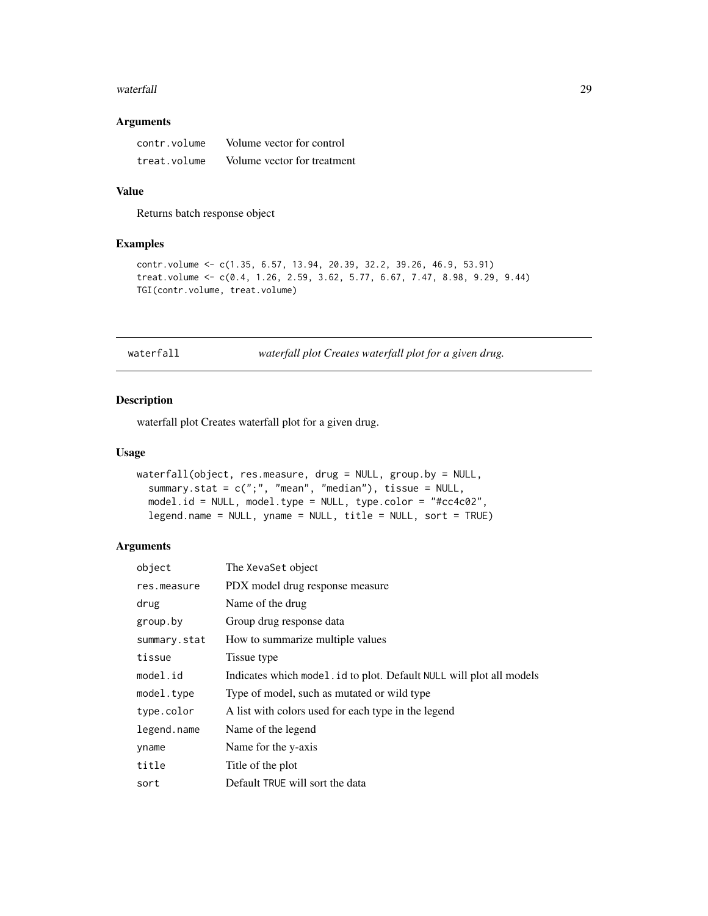### Arguments

| | |
|---|---|
| contr.volume | Volume vector for control |
| treat.volume | Volume vector for treatment |

### Value

Returns batch response object

### Examples

```
contr.volume <- c(1.35, 6.57, 13.94, 20.39, 32.2, 39.26, 46.9, 53.91)
treat.volume <- c(0.4, 1.26, 2.59, 3.62, 5.77, 6.67, 7.47, 8.98, 9.29, 9.44)
TGI(contr.volume, treat.volume)
```

---

## waterfall — *waterfall plot Creates waterfall plot for a given drug.*

### Description

waterfall plot Creates waterfall plot for a given drug.

### Usage

```
waterfall(object, res.measure, drug = NULL, group.by = NULL,
  summary.stat = c(";", "mean", "median"), tissue = NULL,
  model.id = NULL, model.type = NULL, type.color = "#cc4c02",
  legend.name = NULL, yname = NULL, title = NULL, sort = TRUE)
```

### Arguments

| | |
|---|---|
| object | The XevaSet object |
| res.measure | PDX model drug response measure |
| drug | Name of the drug |
| group.by | Group drug response data |
| summary.stat | How to summarize multiple values |
| tissue | Tissue type |
| model.id | Indicates which model.id to plot. Default NULL will plot all models |
| model.type | Type of model, such as mutated or wild type |
| type.color | A list with colors used for each type in the legend |
| legend.name | Name of the legend |
| yname | Name for the y-axis |
| title | Title of the plot |
| sort | Default TRUE will sort the data |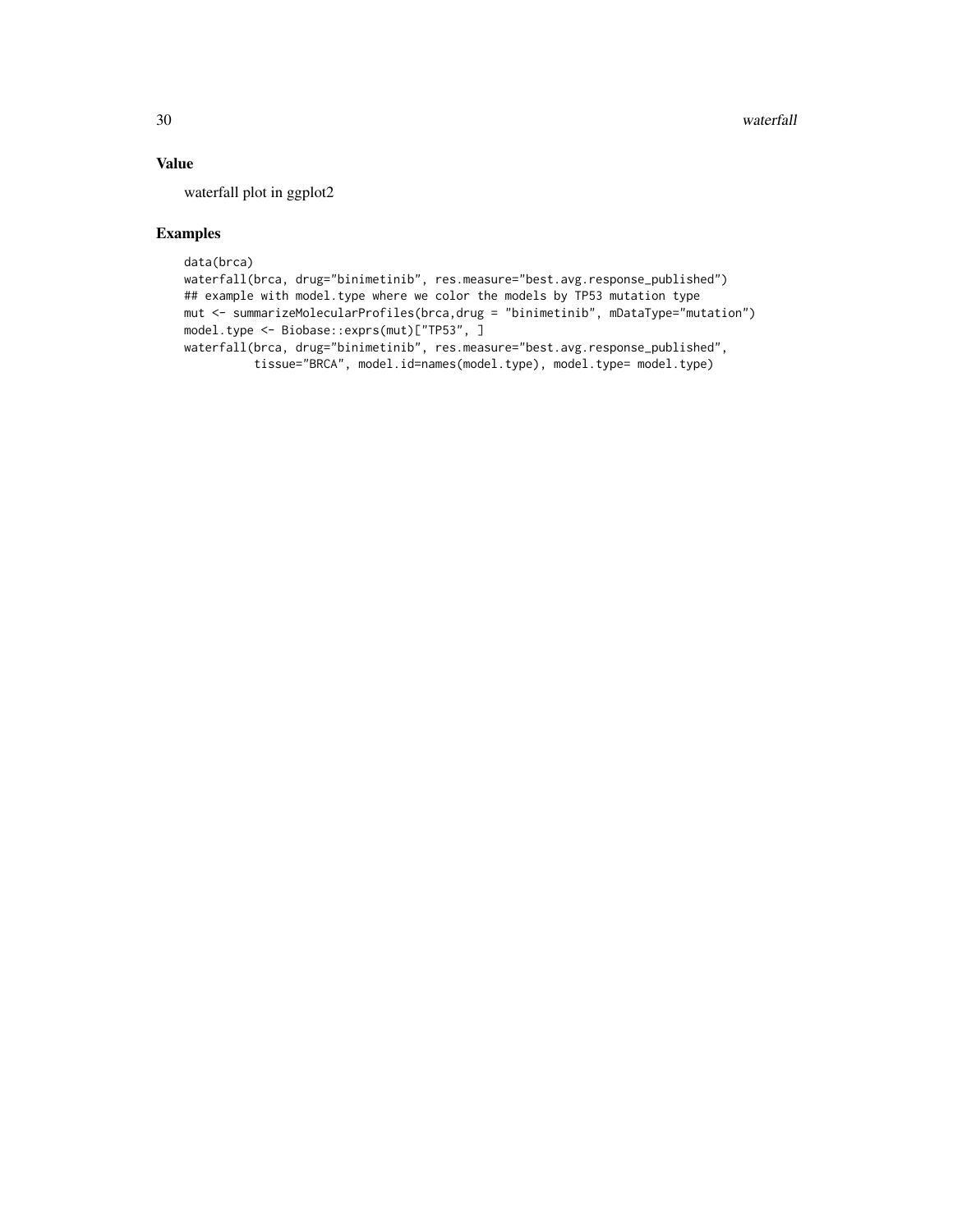## Value

waterfall plot in ggplot2

## Examples

```
data(brca)
waterfall(brca, drug="binimetinib", res.measure="best.avg.response_published")
## example with model.type where we color the models by TP53 mutation type
mut <- summarizeMolecularProfiles(brca,drug = "binimetinib", mDataType="mutation")
model.type <- Biobase::exprs(mut)["TP53", ]
waterfall(brca, drug="binimetinib", res.measure="best.avg.response_published",
          tissue="BRCA", model.id=names(model.type), model.type= model.type)
```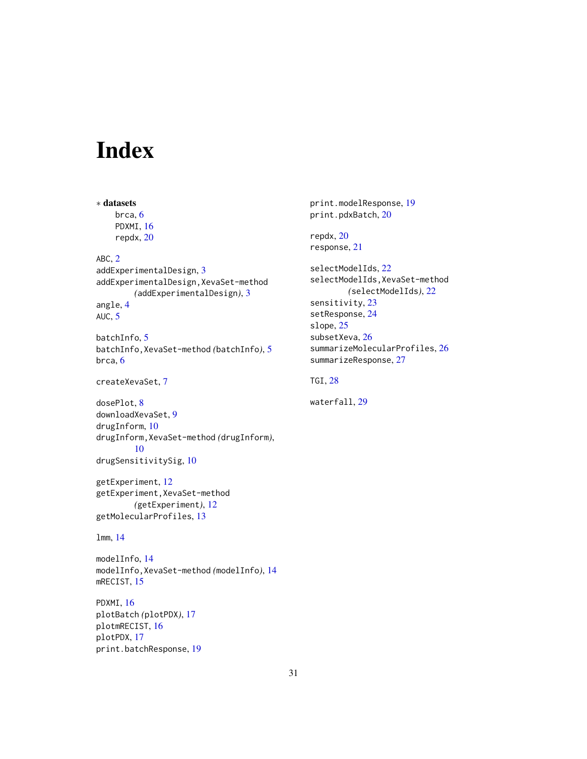# Index

∗ **datasets**
- brca, 6
- PDXMI, 16
- repdx, 20

ABC, 2
addExperimentalDesign, 3
addExperimentalDesign,XevaSet-method *(*addExperimentalDesign*)*, 3
angle, 4
AUC, 5

batchInfo, 5
batchInfo,XevaSet-method *(*batchInfo*)*, 5
brca, 6

createXevaSet, 7

dosePlot, 8
downloadXevaSet, 9
drugInform, 10
drugInform,XevaSet-method *(*drugInform*)*, 10
drugSensitivitySig, 10

getExperiment, 12
getExperiment,XevaSet-method *(*getExperiment*)*, 12
getMolecularProfiles, 13

lmm, 14

modelInfo, 14
modelInfo,XevaSet-method *(*modelInfo*)*, 14
mRECIST, 15

PDXMI, 16
plotBatch *(*plotPDX*)*, 17
plotmRECIST, 16
plotPDX, 17
print.batchResponse, 19
print.modelResponse, 19
print.pdxBatch, 20

repdx, 20
response, 21

selectModelIds, 22
selectModelIds,XevaSet-method *(*selectModelIds*)*, 22
sensitivity, 23
setResponse, 24
slope, 25
subsetXeva, 26
summarizeMolecularProfiles, 26
summarizeResponse, 27

TGI, 28

waterfall, 29